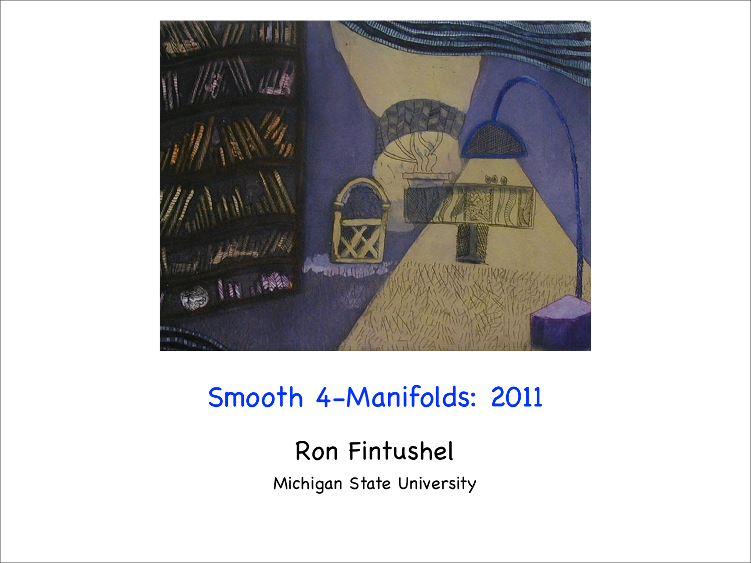# Smooth 4-Manifolds: 2011

## Ron Fintushel

Michigan State University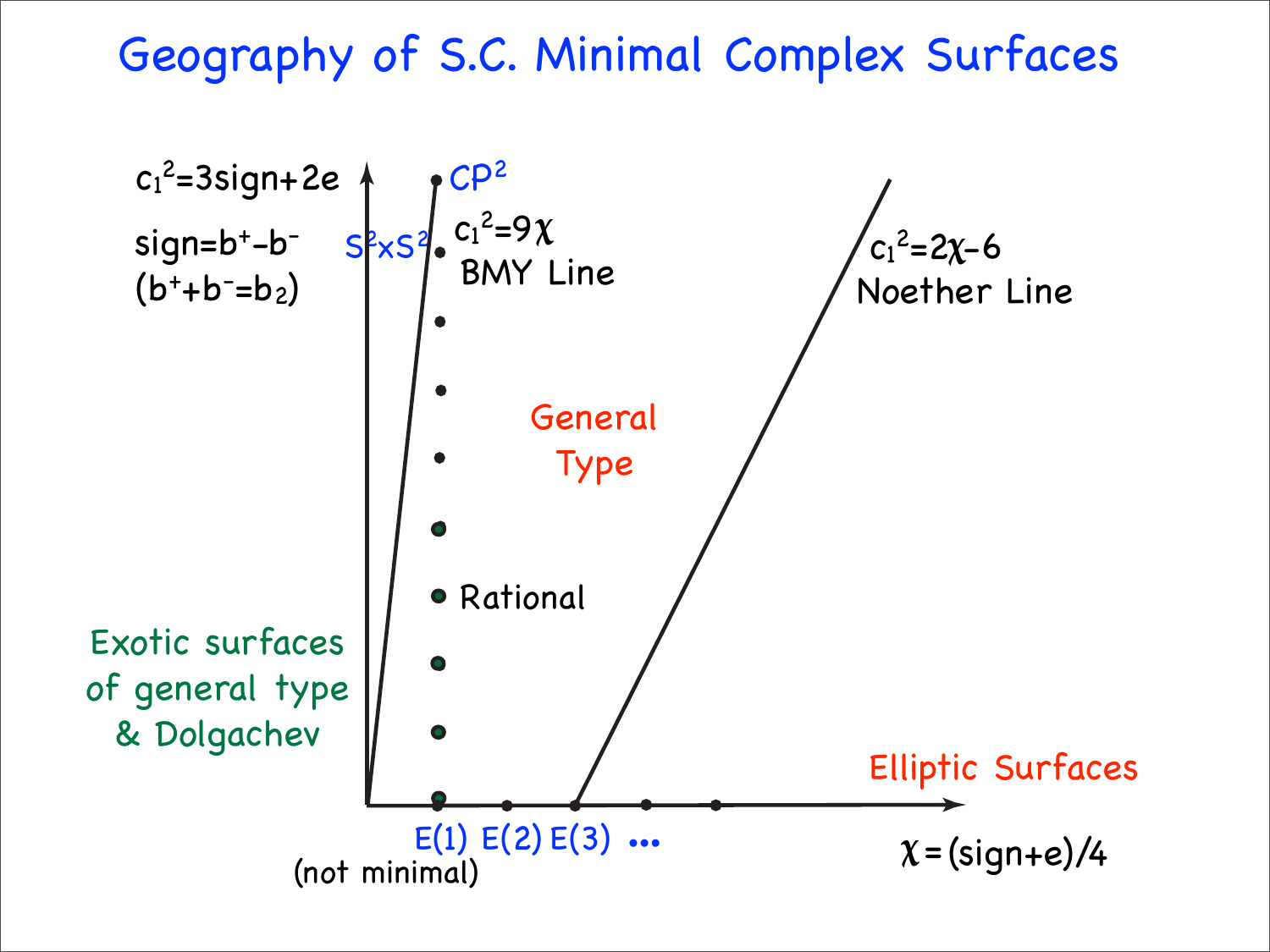# Geography of S.C. Minimal Complex Surfaces

$c_1^2 = 3\text{sign} + 2e$

$\text{sign} = b^+ - b^-$

$(b^+ + b^- = b_2)$

$CP^2$

$S^2 \times S^2$

$c_1^2 = 9\chi$

BMY Line

$c_1^2 = 2\chi - 6$

Noether Line

General Type

Rational

Exotic surfaces of general type & Dolgachev

Elliptic Surfaces

E(1) E(2) E(3) •••

(not minimal)

$\chi = (\text{sign} + e)/4$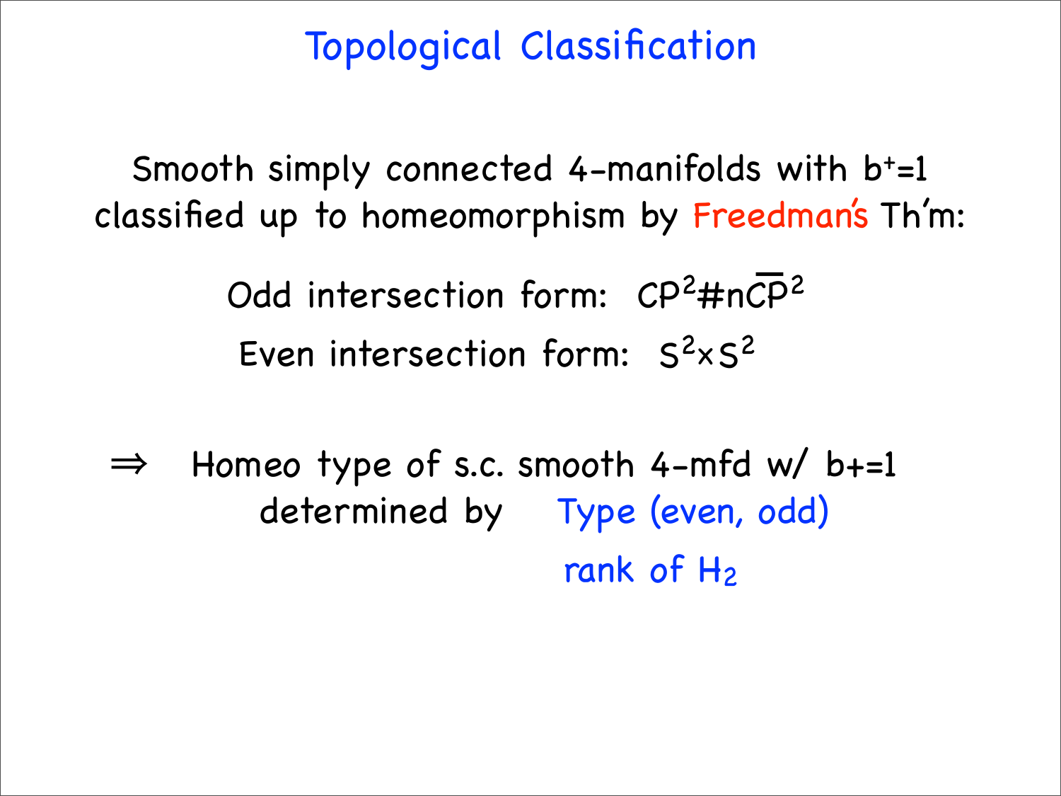# Topological Classification

Smooth simply connected 4-manifolds with $b^+=1$ classified up to homeomorphism by Freedman's Th'm:

Odd intersection form: $CP^2 \# n\overline{CP}^2$

Even intersection form: $S^2 \times S^2$

$\Rightarrow$ Homeo type of s.c. smooth 4-mfd w/ $b+=1$ determined by Type (even, odd)

rank of $H_2$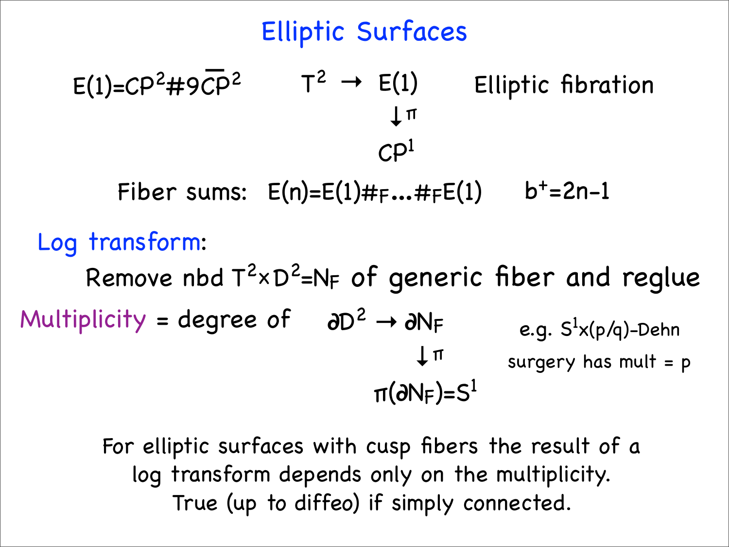# Elliptic Surfaces

$E(1)=\mathbf{CP}^2\#9\overline{\mathbf{CP}}^2$

$$T^2 \to E(1) \quad \text{Elliptic fibration}$$
$$\downarrow \pi$$
$$\mathbf{CP}^1$$

Fiber sums: $E(n)=E(1)\#_F\ldots\#_F E(1)$ $\qquad b^+=2n-1$

**Log transform**:

Remove nbd $T^2\times D^2=N_F$ of generic fiber and reglue

**Multiplicity** = degree of

$$\partial D^2 \to \partial N_F$$
$$\downarrow \pi$$
$$\pi(\partial N_F)=S^1$$

e.g. $S^1\times(p/q)$-Dehn surgery has mult = p

For elliptic surfaces with cusp fibers the result of a log transform depends only on the multiplicity. True (up to diffeo) if simply connected.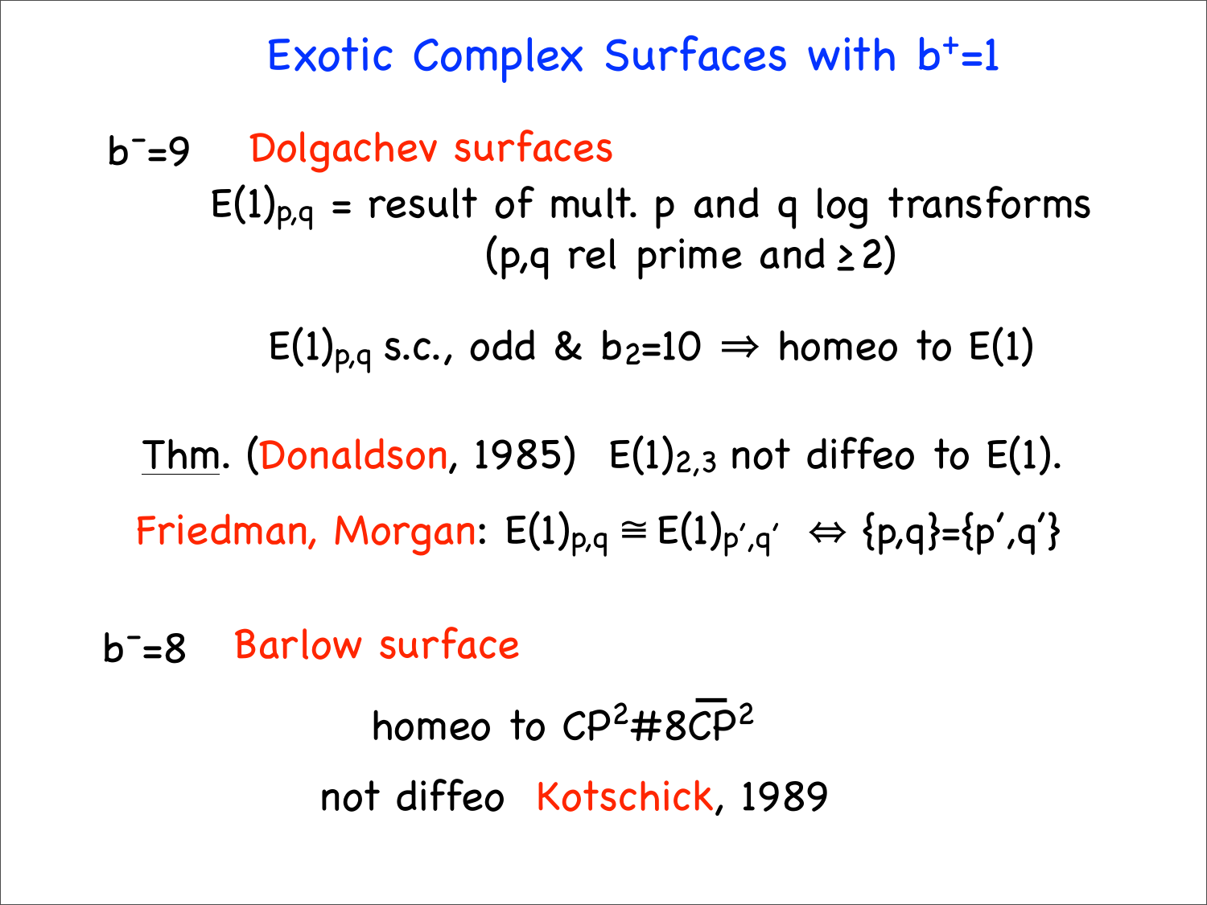# Exotic Complex Surfaces with $b^+=1$

$b^-=9$ Dolgachev surfaces

$E(1)_{p,q}$ = result of mult. p and q log transforms (p,q rel prime and $\geq 2$)

$E(1)_{p,q}$ s.c., odd & $b_2=10$ $\Rightarrow$ homeo to $E(1)$

Thm. (Donaldson, 1985) $E(1)_{2,3}$ not diffeo to $E(1)$.

Friedman, Morgan: $E(1)_{p,q} \cong E(1)_{p',q'} \Leftrightarrow \{p,q\}=\{p',q'\}$

$b^-=8$ Barlow surface

homeo to $CP^2 \# 8\overline{CP}^2$

not diffeo Kotschick, 1989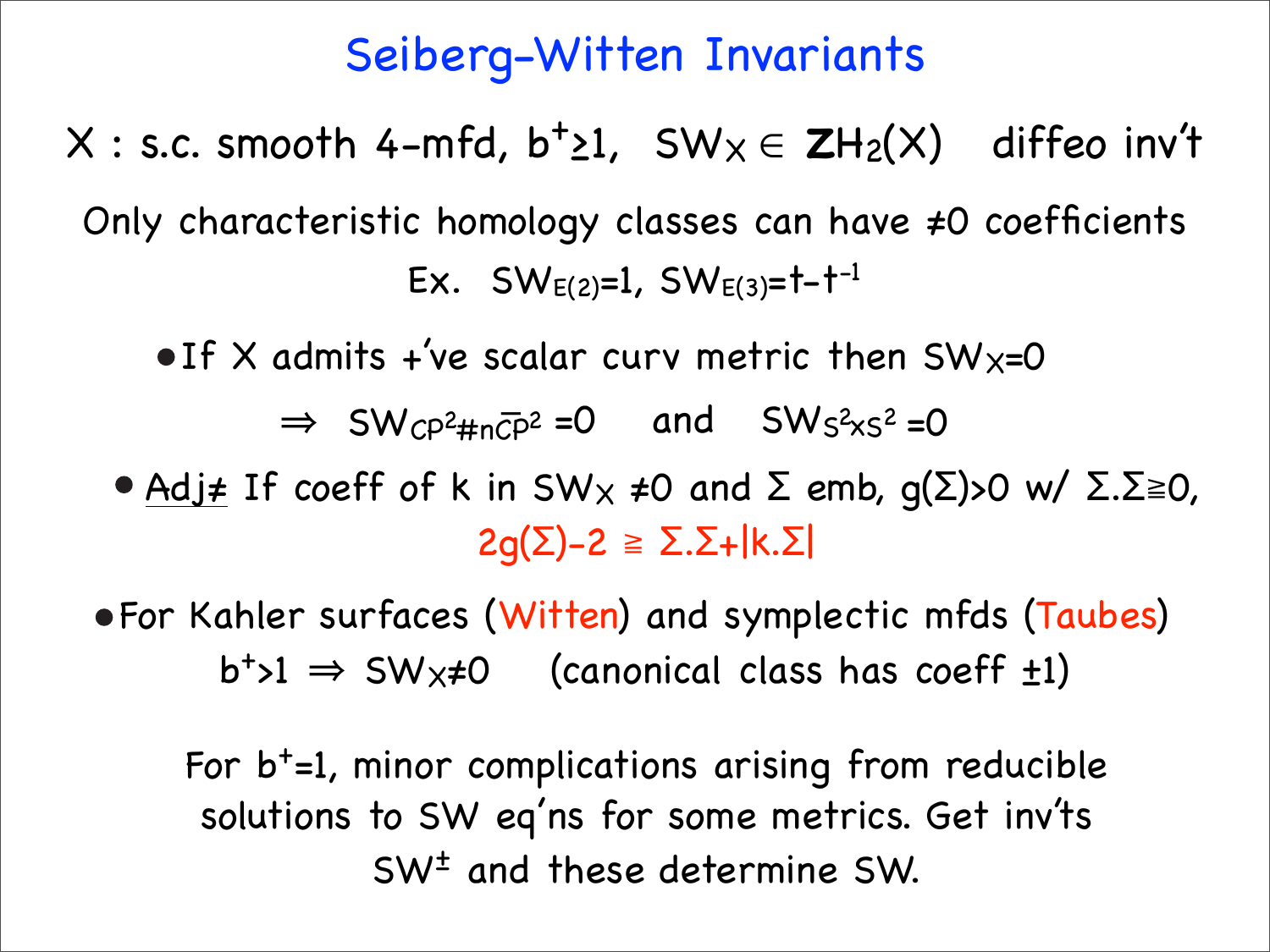# Seiberg-Witten Invariants

$X$ : s.c. smooth 4-mfd, $b^+ \geq 1$, $SW_X \in \mathbf{Z}H_2(X)$ diffeo inv't

Only characteristic homology classes can have $\neq 0$ coefficients

Ex. $SW_{E(2)}=1$, $SW_{E(3)}=t-t^{-1}$

- If $X$ admits +'ve scalar curv metric then $SW_X=0$

  $\Rightarrow$ $SW_{CP^2 \# n\overline{CP}^2}=0$ and $SW_{S^2 \times S^2}=0$

- <u>Adj≠</u> If coeff of $k$ in $SW_X \neq 0$ and $\Sigma$ emb, $g(\Sigma)>0$ w/ $\Sigma.\Sigma \geqq 0$,

  $$2g(\Sigma)-2 \geqq \Sigma.\Sigma+|k.\Sigma|$$

- For Kahler surfaces (Witten) and symplectic mfds (Taubes)

  $b^+>1 \Rightarrow SW_X \neq 0$ (canonical class has coeff $\pm 1$)

For $b^+=1$, minor complications arising from reducible solutions to SW eq'ns for some metrics. Get inv'ts $SW^{\pm}$ and these determine SW.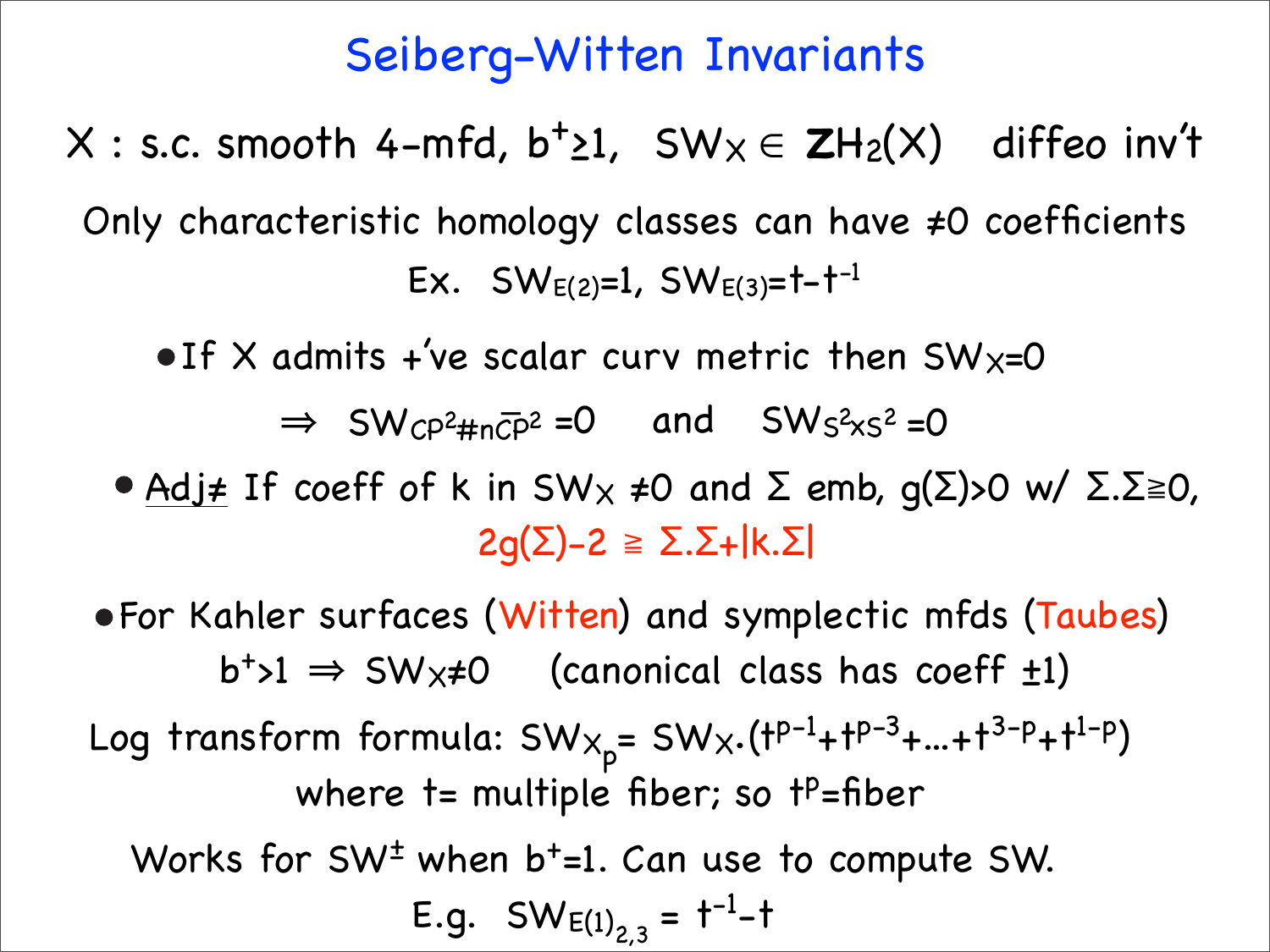# Seiberg-Witten Invariants

$X$ : s.c. smooth 4-mfd, $b^+ \geq 1$, $SW_X \in \mathbf{Z}H_2(X)$ diffeo inv't

Only characteristic homology classes can have $\neq 0$ coefficients

Ex. $SW_{E(2)} = 1$, $SW_{E(3)} = t - t^{-1}$

- If $X$ admits +'ve scalar curv metric then $SW_X = 0$

$\Rightarrow$ $SW_{CP^2 \# n\overline{CP}^2} = 0$ and $SW_{S^2 \times S^2} = 0$

- Adj≠ If coeff of $k$ in $SW_X \neq 0$ and $\Sigma$ emb, $g(\Sigma) > 0$ w/ $\Sigma.\Sigma \geqq 0$,

$$2g(\Sigma) - 2 \geqq \Sigma.\Sigma + |k.\Sigma|$$

- For Kahler surfaces (Witten) and symplectic mfds (Taubes)

$b^+ > 1 \Rightarrow SW_X \neq 0$ (canonical class has coeff $\pm 1$)

Log transform formula: $SW_{X_p} = SW_X \cdot (t^{p-1} + t^{p-3} + \ldots + t^{3-p} + t^{1-p})$

where $t$ = multiple fiber; so $t^p$ = fiber

Works for $SW^{\pm}$ when $b^+ = 1$. Can use to compute SW.

E.g. $SW_{E(1)_{2,3}} = t^{-1} - t$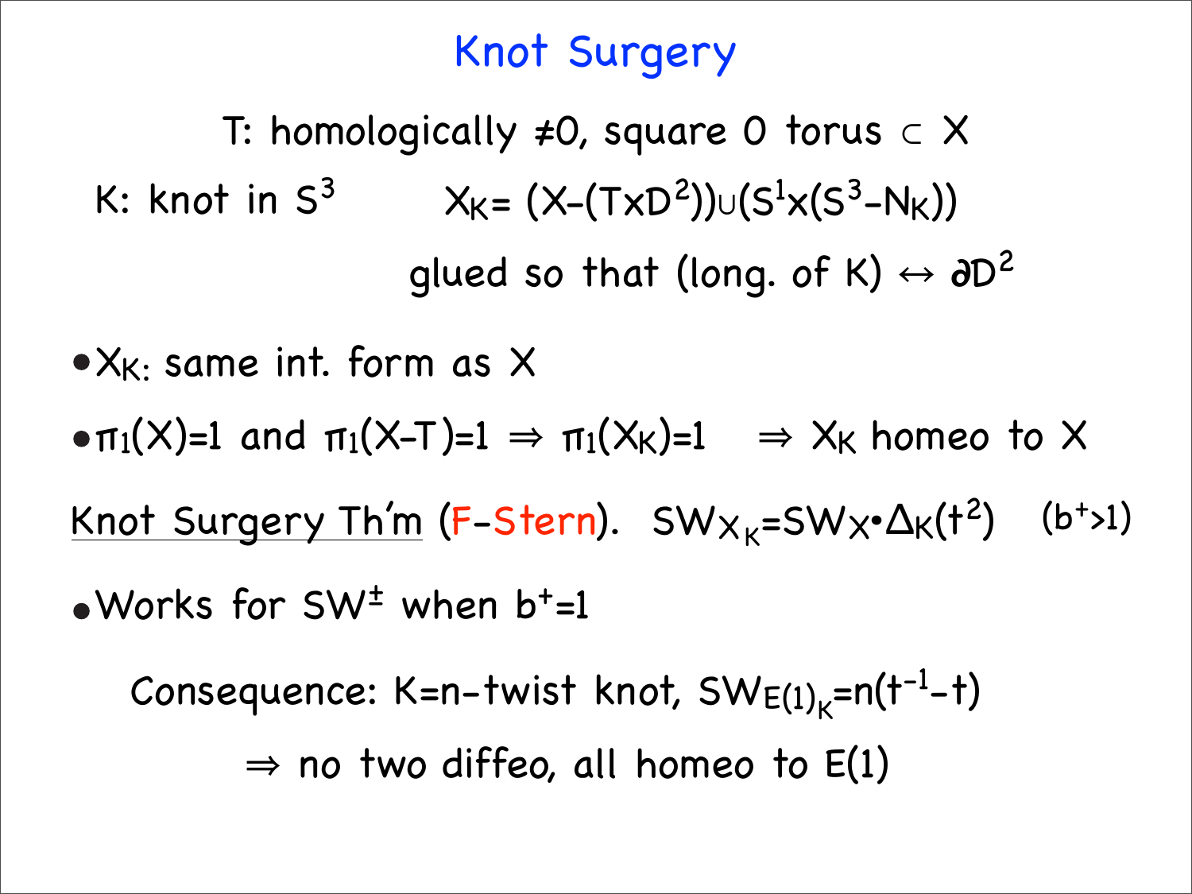# Knot Surgery

T: homologically $\neq 0$, square 0 torus $\subset X$

K: knot in $S^3$ $\quad\quad X_K = (X-(T\times D^2)) \cup (S^1 \times (S^3 - N_K))$

glued so that (long. of K) $\leftrightarrow \partial D^2$

- $X_K$: same int. form as $X$
- $\pi_1(X)=1$ and $\pi_1(X-T)=1 \Rightarrow \pi_1(X_K)=1 \quad \Rightarrow X_K$ homeo to $X$

Knot Surgery Th'm (F-Stern). $\quad SW_{X_K} = SW_X \cdot \Delta_K(t^2) \quad (b^+>1)$

- Works for $SW^{\pm}$ when $b^+=1$

Consequence: K=n-twist knot, $SW_{E(1)_K} = n(t^{-1}-t)$

$\Rightarrow$ no two diffeo, all homeo to E(1)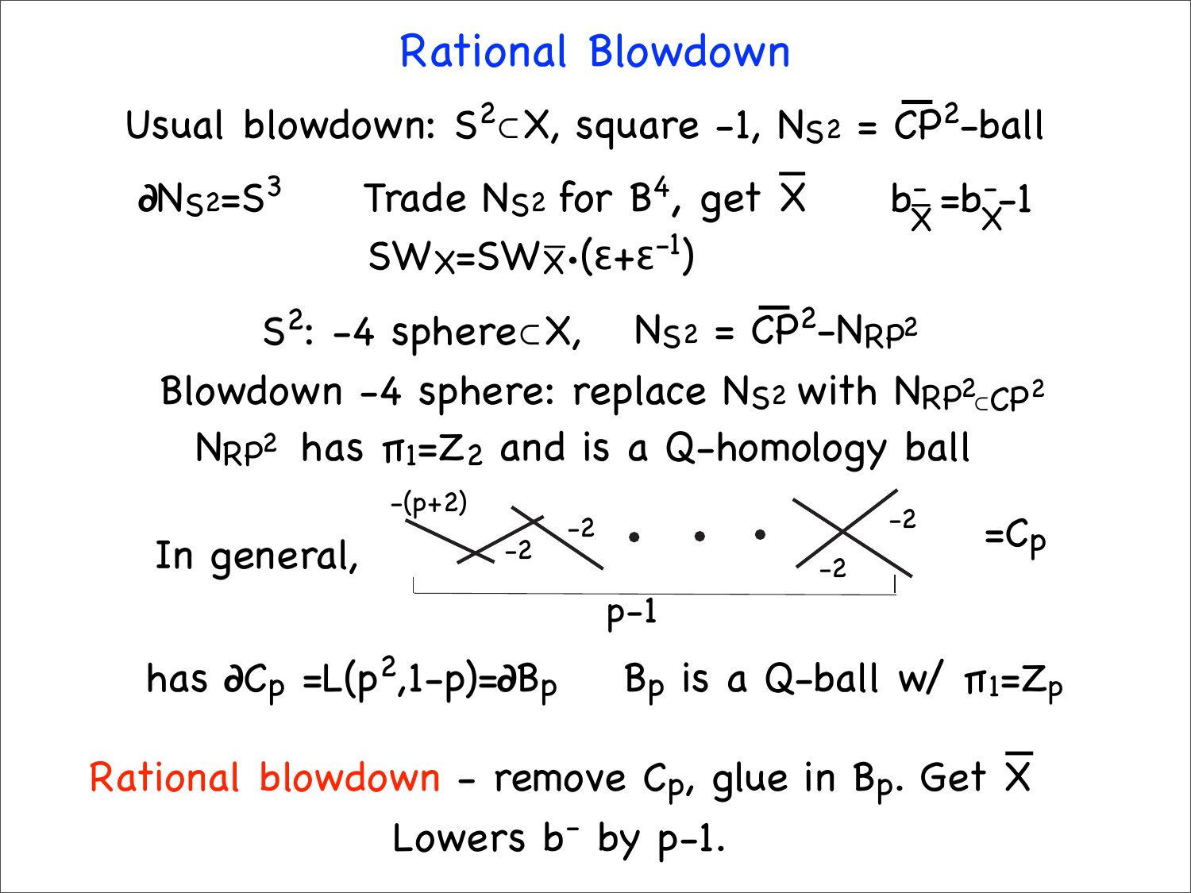# Rational Blowdown

Usual blowdown: $S^2 \subset X$, square $-1$, $N_{S^2} = \overline{CP}^2$-ball

$\partial N_{S^2} = S^3$ Trade $N_{S^2}$ for $B^4$, get $\overline{X}$ $b^-_{\overline{X}} = b^-_X - 1$

$SW_X = SW_{\overline{X}} \cdot (\varepsilon + \varepsilon^{-1})$

$S^2$: $-4$ sphere $\subset X$, $N_{S^2} = \overline{CP}^2 - N_{RP^2}$

Blowdown $-4$ sphere: replace $N_{S^2}$ with $N_{RP^2 \subset CP^2}$

$N_{RP^2}$ has $\pi_1 = Z_2$ and is a Q-homology ball

In general, [chain of $p-1$ spheres with self-intersections $-(p+2), -2, -2, \ldots, -2$] $= C_p$

has $\partial C_p = L(p^2, 1-p) = \partial B_p$ $B_p$ is a Q-ball w/ $\pi_1 = Z_p$

Rational blowdown – remove $C_p$, glue in $B_p$. Get $\overline{X}$

Lowers $b^-$ by $p-1$.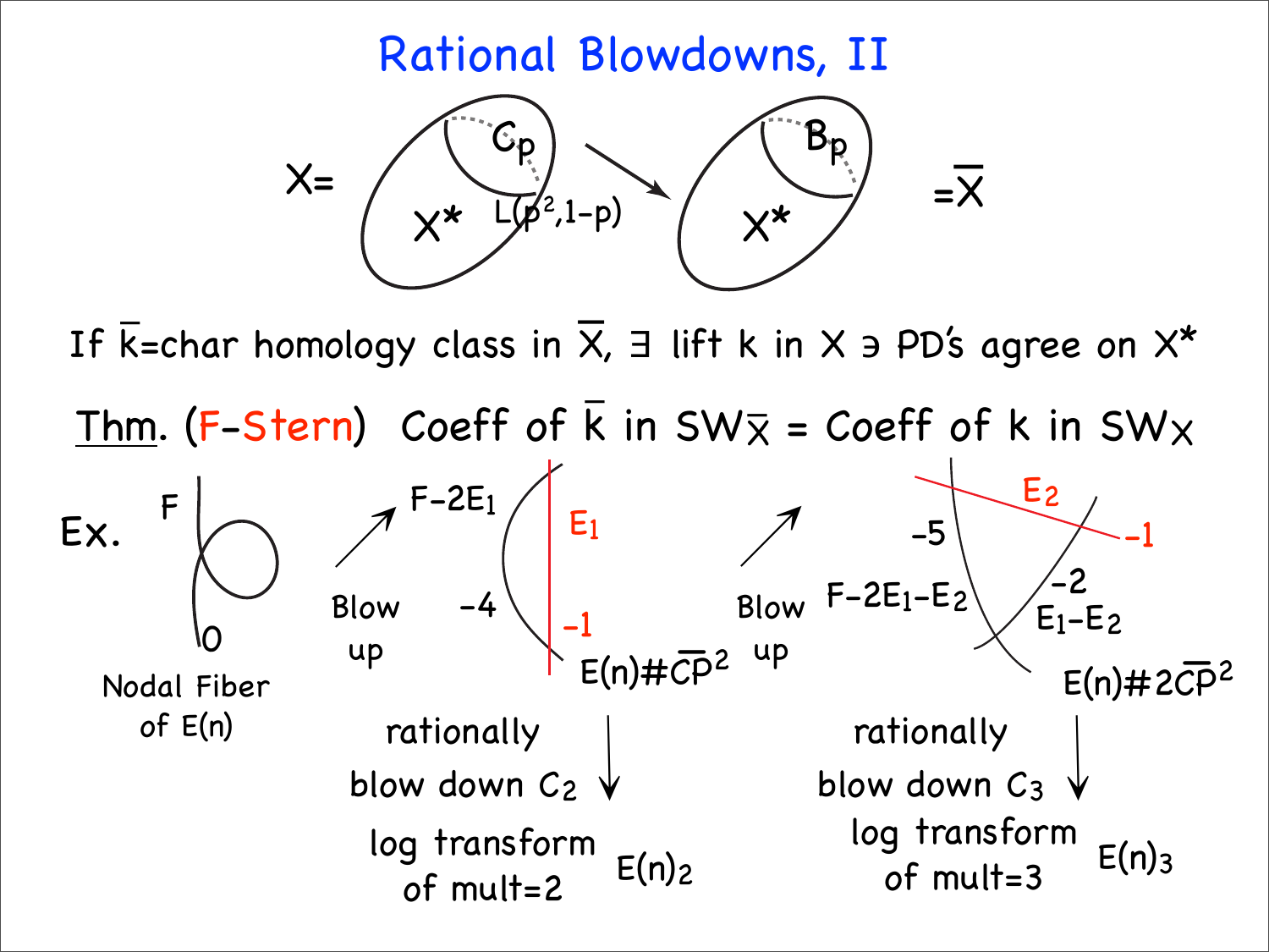# Rational Blowdowns, II

$X =$ [$X^*$ ∪ $C_p$, glued along $L(p^2, 1-p)$] → [$X^*$ ∪ $B_p$] $= \overline{X}$

If $\overline{k}$=char homology class in $\overline{X}$, ∃ lift $k$ in $X$ ∋ PD's agree on $X^*$

<u>Thm</u>. (F-Stern) Coeff of $\overline{k}$ in $SW_{\overline{X}}$ = Coeff of $k$ in $SW_X$

Ex.

- Nodal Fiber of $E(n)$: $F$, $0$
- Blow up → $E(n)\#\overline{\mathbb{CP}}^2$: $F-2E_1$ ($-4$), $E_1$ ($-1$)
  - rationally blow down $C_2$ ↓ log transform of mult=2: $E(n)_2$
- Blow up → $E(n)\#2\overline{\mathbb{CP}}^2$: $F-2E_1-E_2$ ($-5$), $E_1-E_2$ ($-2$), $E_2$ ($-1$)
  - rationally blow down $C_3$ ↓ log transform of mult=3: $E(n)_3$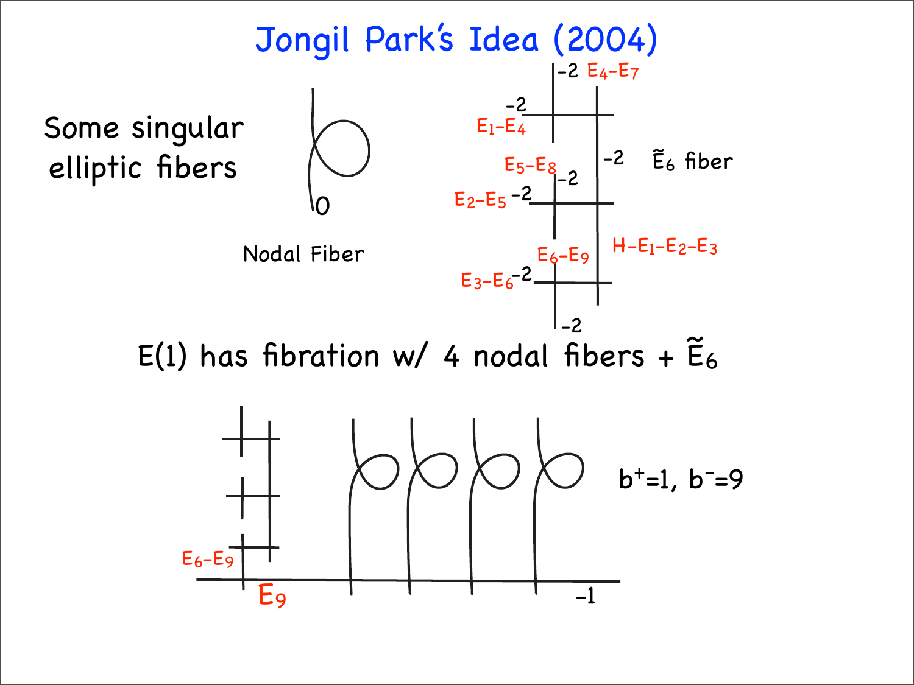# Jongil Park's Idea (2004)

Some singular elliptic fibers

0

Nodal Fiber

-2 $E_4-E_7$

-2 $E_1-E_4$

-2

$\tilde{E}_6$ fiber

$E_5-E_8$ -2

$E_2-E_5$ -2

$E_6-E_9$

$H-E_1-E_2-E_3$

$E_3-E_6$ -2

-2

E(1) has fibration w/ 4 nodal fibers + $\tilde{E}_6$

$E_6-E_9$

$E_9$

-1

$b^+=1$, $b^-=9$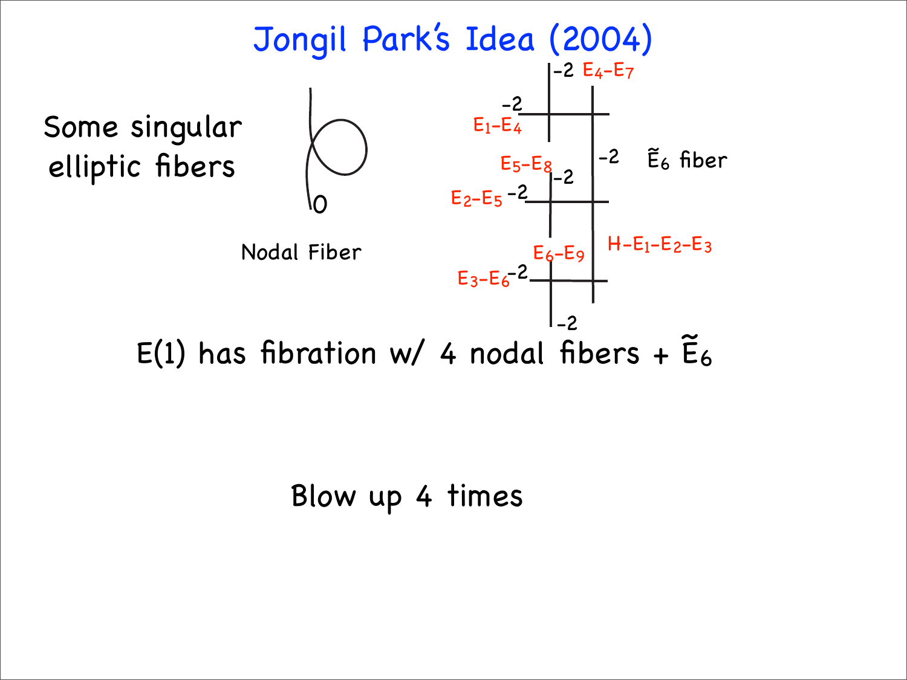# Jongil Park's Idea (2004)

Some singular elliptic fibers

0

Nodal Fiber

$-2$ $E_4 - E_7$

$-2$ $E_1 - E_4$

$E_5 - E_8$ $-2$

$-2$

$\tilde{E}_6$ fiber

$E_2 - E_5$ $-2$

$E_6 - E_9$

$H - E_1 - E_2 - E_3$

$E_3 - E_6$ $-2$

$-2$

E(1) has fibration w/ 4 nodal fibers + $\tilde{E}_6$

Blow up 4 times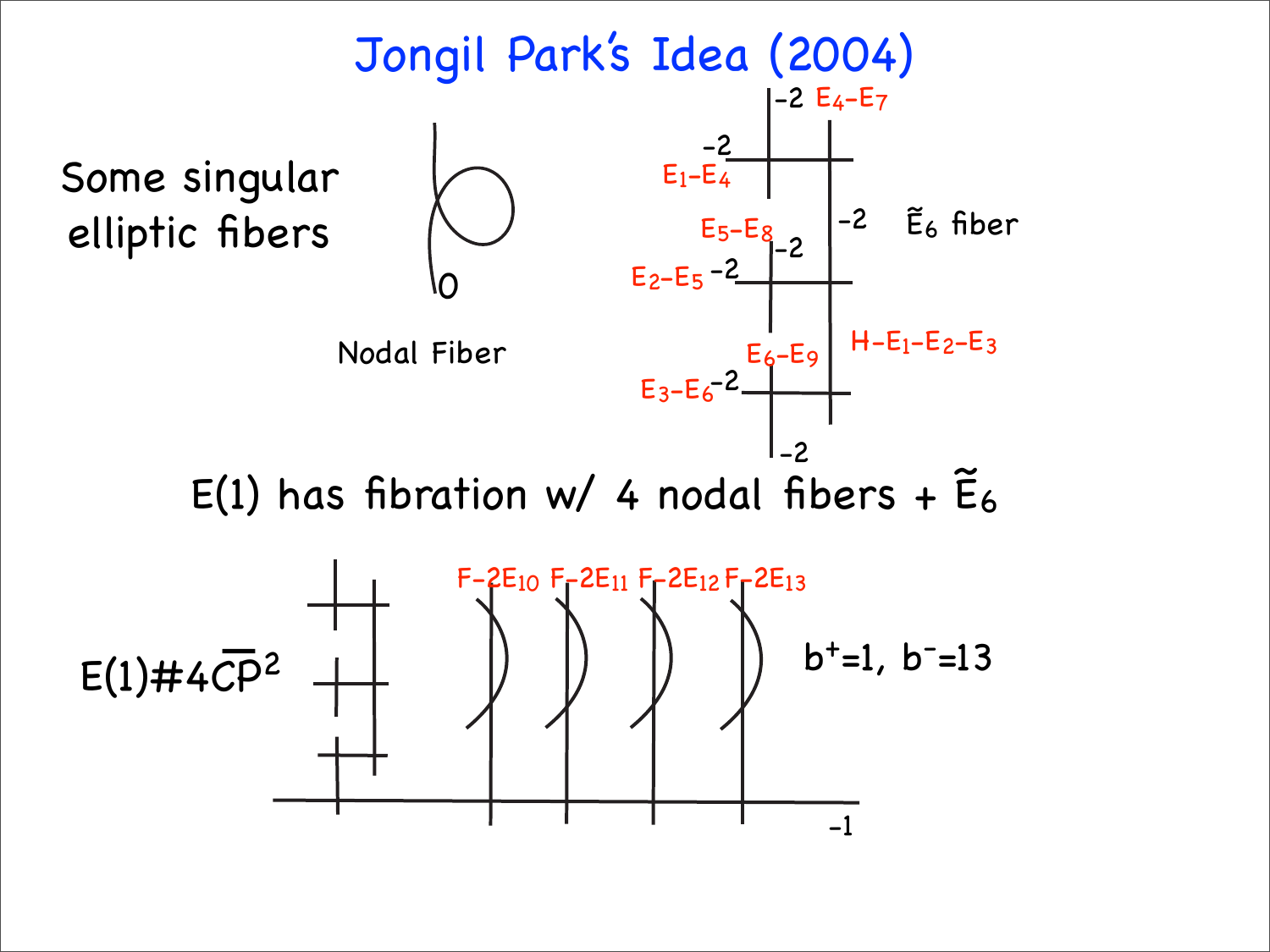# Jongil Park's Idea (2004)

Some singular elliptic fibers

Nodal Fiber

$\tilde{E}_6$ fiber

$-2$ $E_4 - E_7$

$-2$ $E_1 - E_4$

$E_5 - E_8$ $-2$

$-2$

$E_2 - E_5$ $-2$

$E_6 - E_9$

$H - E_1 - E_2 - E_3$

$E_3 - E_6$ $-2$

$-2$

0

E(1) has fibration w/ 4 nodal fibers + $\tilde{E}_6$

$E(1)\#4\overline{CP}^2$

$F-2E_{10}$ $F-2E_{11}$ $F-2E_{12}$ $F-2E_{13}$

$-1$

$b^+=1$, $b^-=13$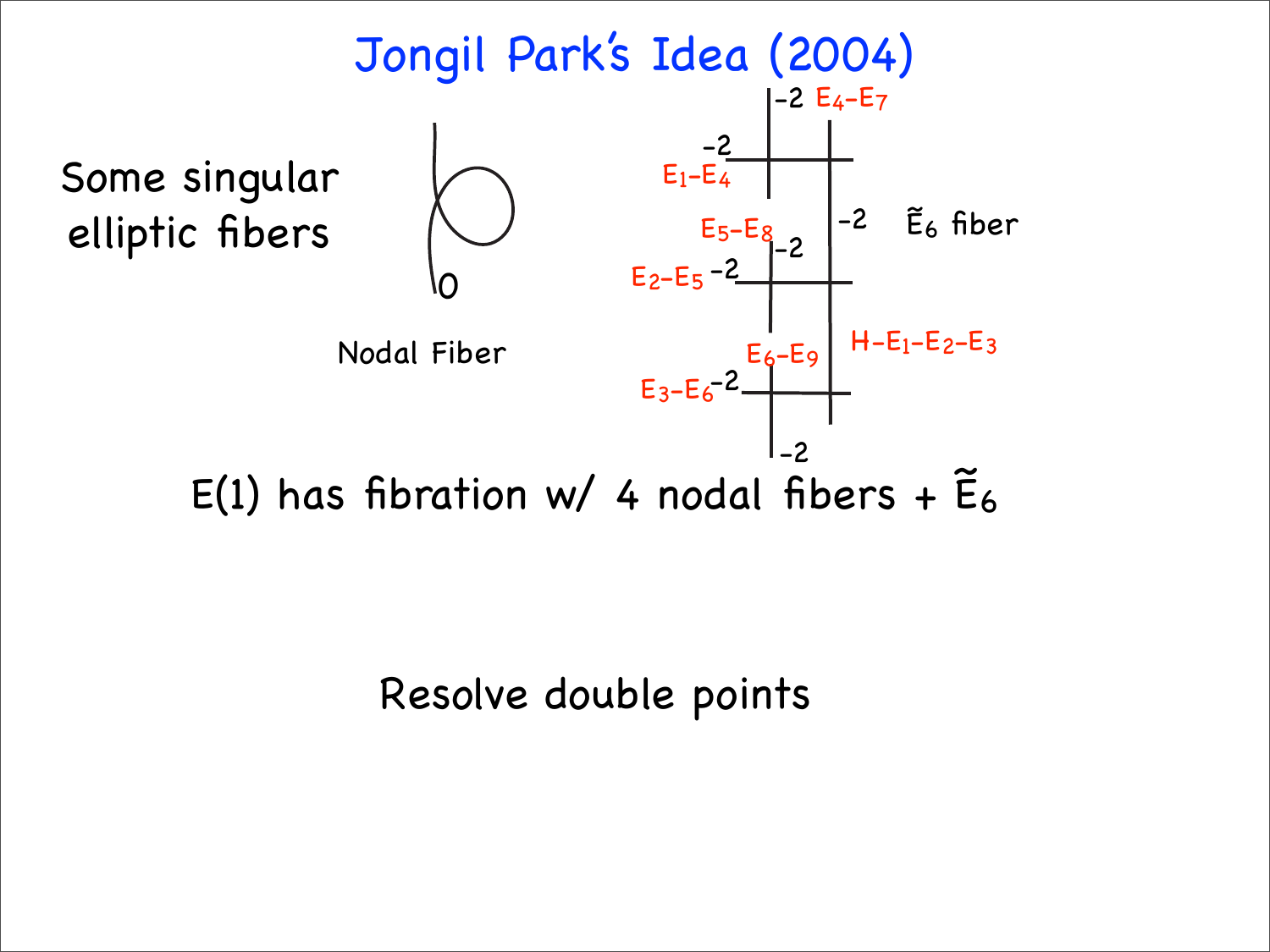# Jongil Park's Idea (2004)

Some singular elliptic fibers

Nodal Fiber

0

$\tilde{E}_6$ fiber

$-2$ $E_4 - E_7$

$-2$ $E_1 - E_4$

$E_5 - E_8$ $-2$

$-2$

$E_2 - E_5$ $-2$

$E_6 - E_9$

$H - E_1 - E_2 - E_3$

$E_3 - E_6$ $-2$

$-2$

E(1) has fibration w/ 4 nodal fibers + $\tilde{E}_6$

Resolve double points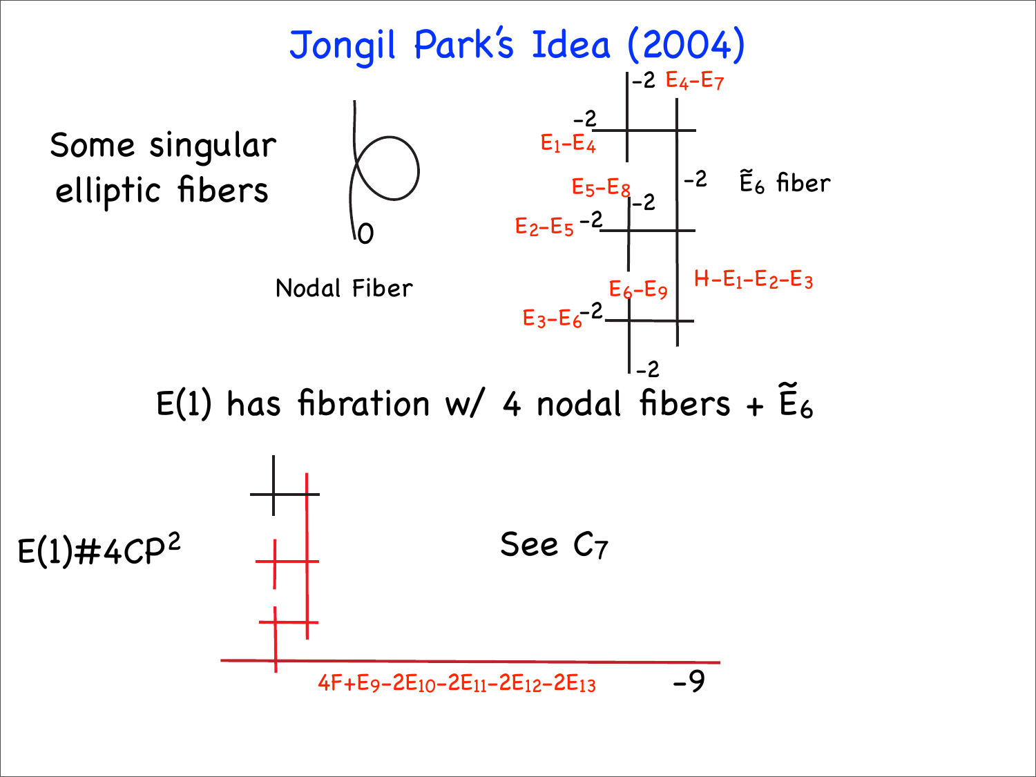# Jongil Park's Idea (2004)

Some singular elliptic fibers

0

Nodal Fiber

$-2$ $E_4-E_7$

$-2$ $E_1-E_4$

$E_5-E_8$ $-2$

$-2$

$\tilde{E}_6$ fiber

$E_2-E_5$ $-2$

$E_6-E_9$

$H-E_1-E_2-E_3$

$E_3-E_6$ $-2$

$-2$

$E(1)$ has fibration w/ 4 nodal fibers + $\tilde{E}_6$

$E(1)\#4\overline{CP}^2$

See $C_7$

$4F+E_9-2E_{10}-2E_{11}-2E_{12}-2E_{13}$ $-9$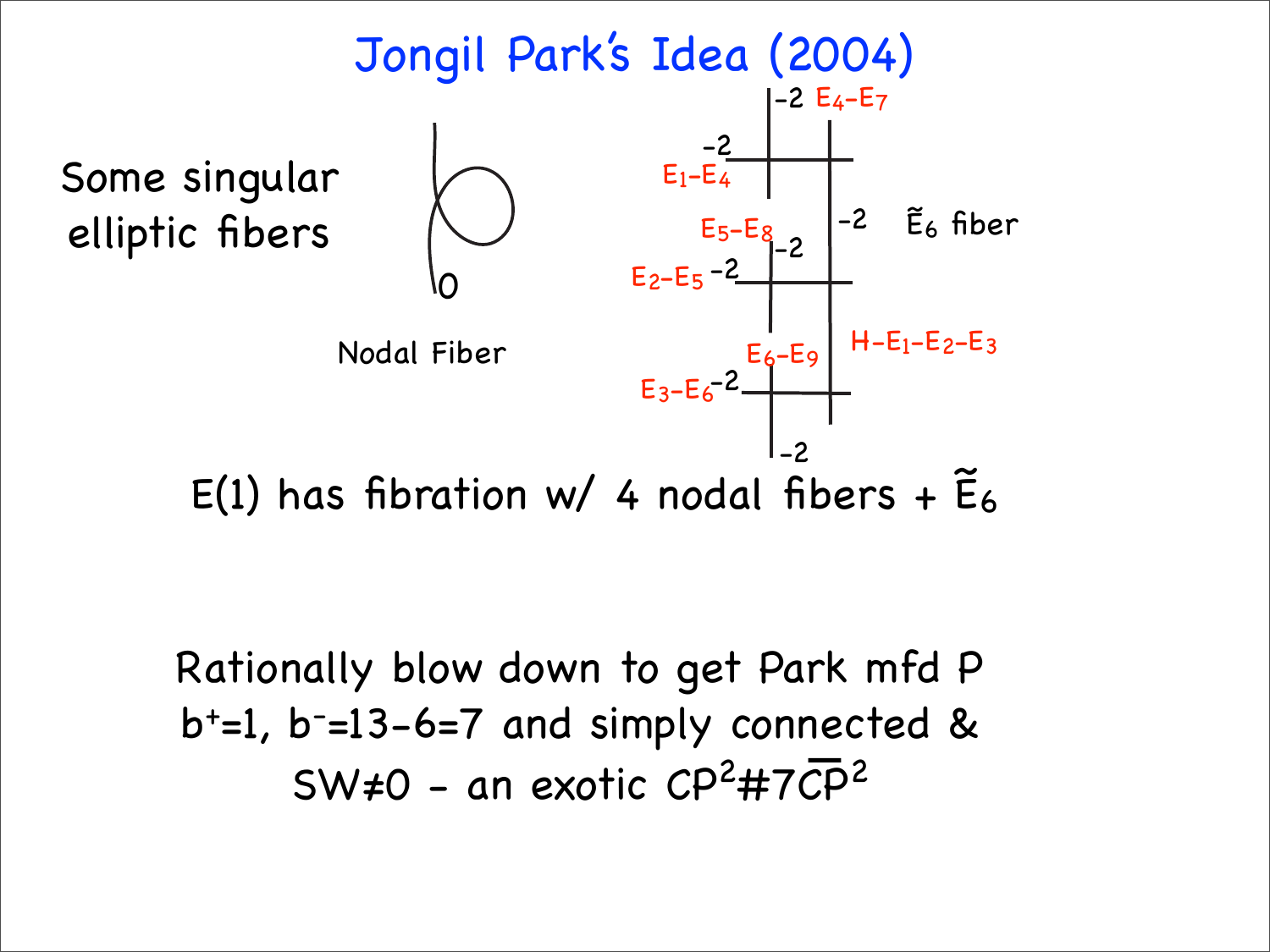# Jongil Park's Idea (2004)

Some singular elliptic fibers

Nodal Fiber

$\tilde{E}_6$ fiber

$-2$ $E_4 - E_7$

$-2$ $E_1 - E_4$

$E_5 - E_8$ $-2$

$-2$

$E_2 - E_5$ $-2$

$E_6 - E_9$

$H - E_1 - E_2 - E_3$

$E_3 - E_6$ $-2$

$-2$

E(1) has fibration w/ 4 nodal fibers + $\tilde{E}_6$

Rationally blow down to get Park mfd P

$b^+=1$, $b^-=13-6=7$ and simply connected &

SW≠0 - an exotic $CP^2 \# 7\overline{CP}^2$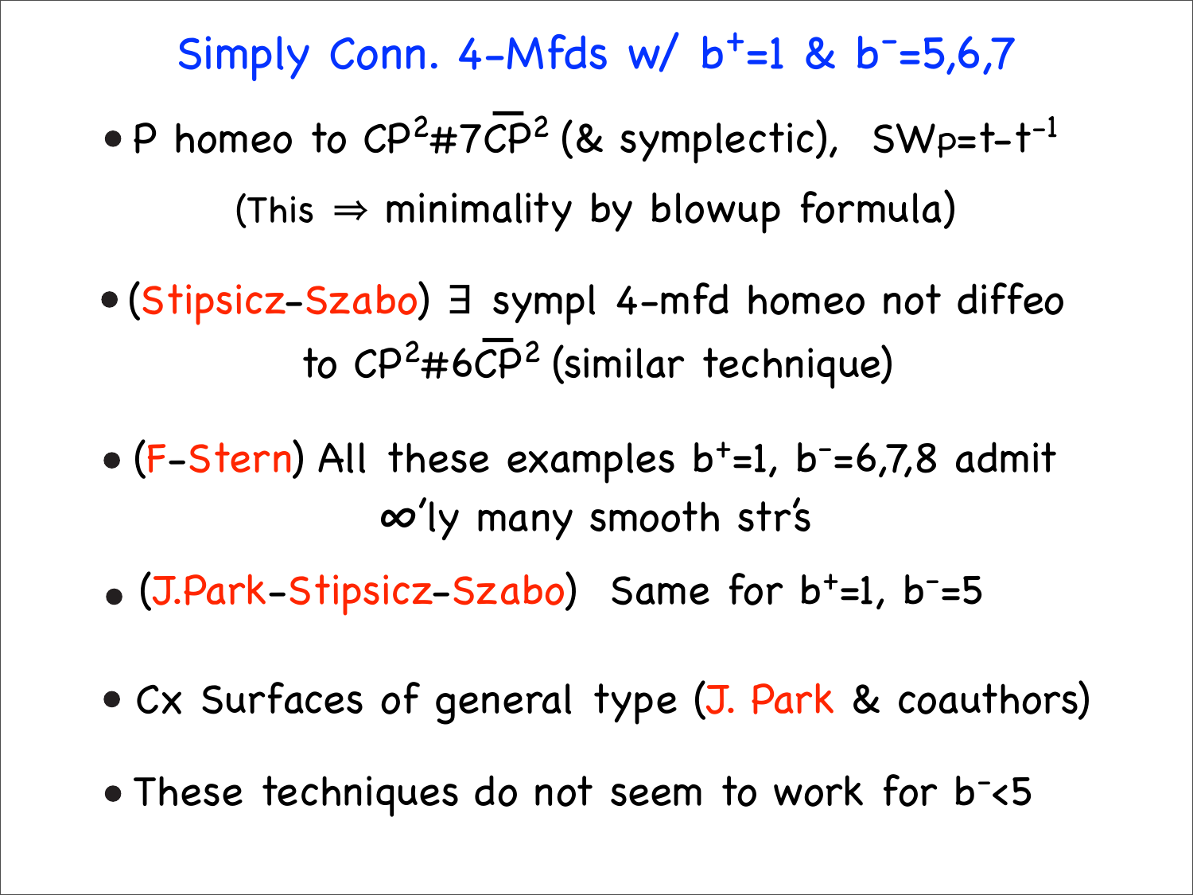# Simply Conn. 4-Mfds w/ $b^+=1$ & $b^-=5,6,7$

- P homeo to $CP^2\#7\overline{CP}^2$ (& symplectic), $SW_P=t-t^{-1}$

  (This ⇒ minimality by blowup formula)

- (Stipsicz-Szabo) ∃ sympl 4-mfd homeo not diffeo to $CP^2\#6\overline{CP}^2$ (similar technique)

- (F-Stern) All these examples $b^+=1$, $b^-=6,7,8$ admit ∞'ly many smooth str's

- (J.Park-Stipsicz-Szabo) Same for $b^+=1$, $b^-=5$

- Cx Surfaces of general type (J. Park & coauthors)

- These techniques do not seem to work for $b^-<5$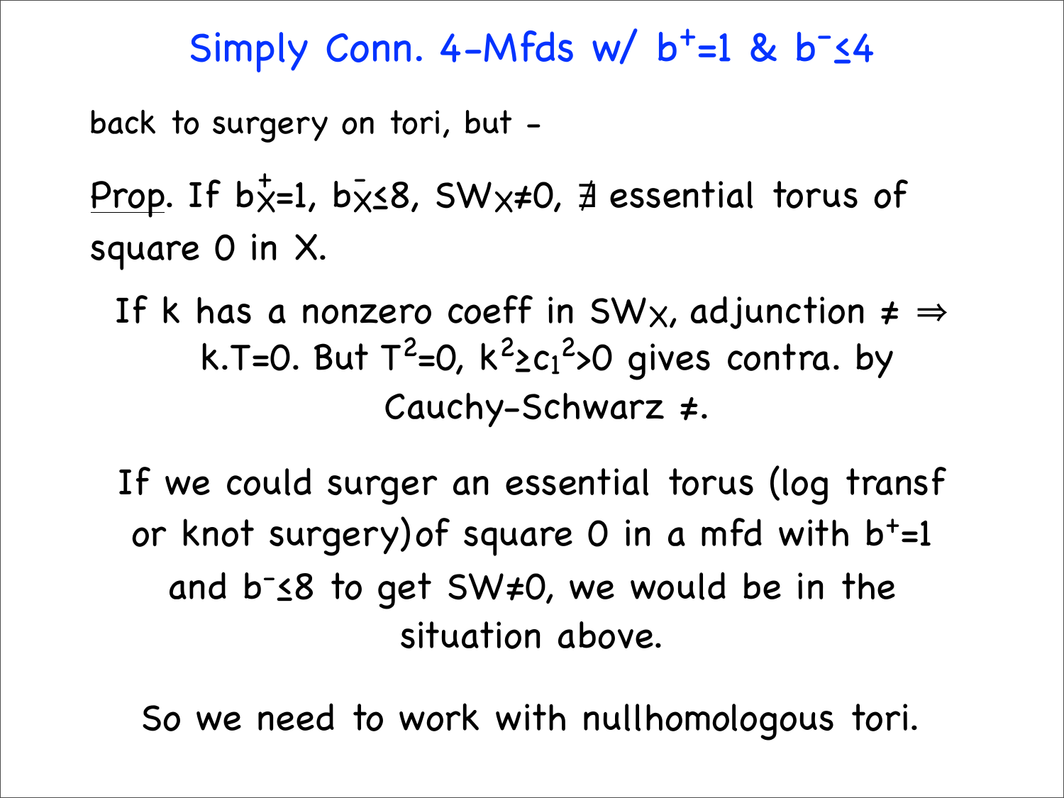# Simply Conn. 4-Mfds w/ $b^+=1$ & $b^-\leq 4$

back to surgery on tori, but -

<u>Prop</u>. If $b^+_X=1$, $b^-_X\leq 8$, $SW_X\neq 0$, $\nexists$ essential torus of square 0 in X.

If k has a nonzero coeff in $SW_X$, adjunction $\neq \Rightarrow$ $k.T=0$. But $T^2=0$, $k^2\geq c_1{}^2>0$ gives contra. by Cauchy-Schwarz $\neq$.

If we could surger an essential torus (log transf or knot surgery) of square 0 in a mfd with $b^+=1$ and $b^-\leq 8$ to get $SW\neq 0$, we would be in the situation above.

So we need to work with nullhomologous tori.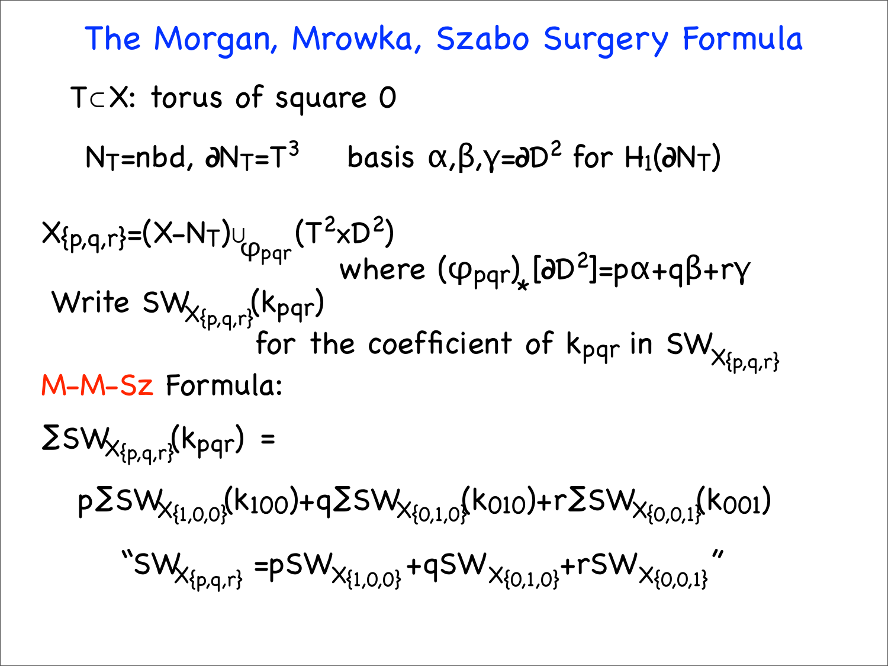# The Morgan, Mrowka, Szabo Surgery Formula

$T \subset X$: torus of square 0

$N_T$=nbd, $\partial N_T = T^3$ basis $\alpha, \beta, \gamma = \partial D^2$ for $H_1(\partial N_T)$

$X_{\{p,q,r\}} = (X - N_T) \cup_{\varphi_{pqr}} (T^2 \times D^2)$ where $(\varphi_{pqr})_*[\partial D^2] = p\alpha + q\beta + r\gamma$

Write $SW_{X_{\{p,q,r\}}}(k_{pqr})$ for the coefficient of $k_{pqr}$ in $SW_{X_{\{p,q,r\}}}$

M-M-Sz Formula:

$$\Sigma SW_{X_{\{p,q,r\}}}(k_{pqr}) =$$

$$p\Sigma SW_{X_{\{1,0,0\}}}(k_{100}) + q\Sigma SW_{X_{\{0,1,0\}}}(k_{010}) + r\Sigma SW_{X_{\{0,0,1\}}}(k_{001})$$

$$\text{"}SW_{X_{\{p,q,r\}}} = pSW_{X_{\{1,0,0\}}} + qSW_{X_{\{0,1,0\}}} + rSW_{X_{\{0,0,1\}}}\text{"}$$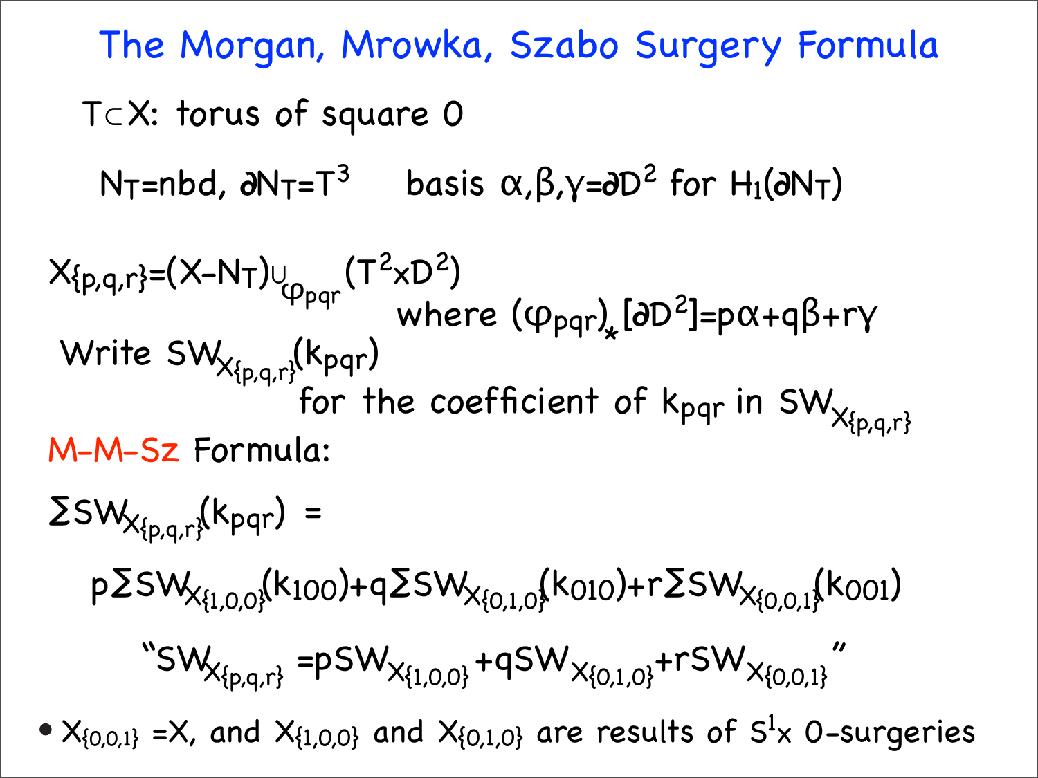# The Morgan, Mrowka, Szabo Surgery Formula

$T \subset X$: torus of square 0

$N_T$=nbd, $\partial N_T = T^3$ basis $\alpha, \beta, \gamma = \partial D^2$ for $H_1(\partial N_T)$

$X_{\{p,q,r\}} = (X - N_T) \cup_{\varphi_{pqr}} (T^2 \times D^2)$ where $(\varphi_{pqr})_*[\partial D^2] = p\alpha + q\beta + r\gamma$

Write $SW_{X_{\{p,q,r\}}}(k_{pqr})$ for the coefficient of $k_{pqr}$ in $SW_{X_{\{p,q,r\}}}$

M-M-Sz Formula:

$$\Sigma SW_{X_{\{p,q,r\}}}(k_{pqr}) =$$

$$p\Sigma SW_{X_{\{1,0,0\}}}(k_{100}) + q\Sigma SW_{X_{\{0,1,0\}}}(k_{010}) + r\Sigma SW_{X_{\{0,0,1\}}}(k_{001})$$

"$SW_{X_{\{p,q,r\}}} = pSW_{X_{\{1,0,0\}}} + qSW_{X_{\{0,1,0\}}} + rSW_{X_{\{0,0,1\}}}$"

- $X_{\{0,0,1\}} = X$, and $X_{\{1,0,0\}}$ and $X_{\{0,1,0\}}$ are results of $S^1 \times$ 0-surgeries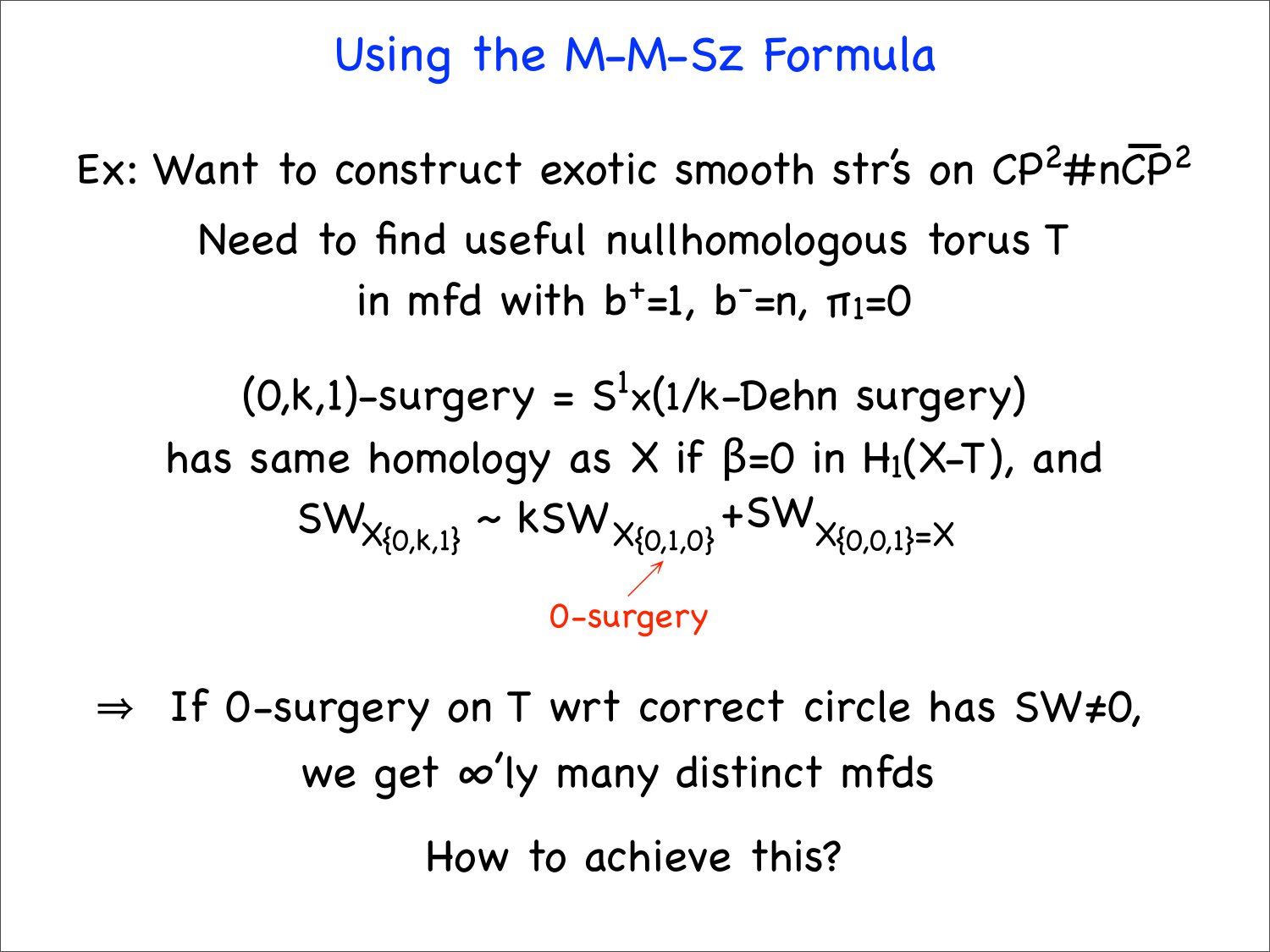# Using the M-M-Sz Formula

Ex: Want to construct exotic smooth str's on $CP^2 \# n\overline{CP}^2$

Need to find useful nullhomologous torus T in mfd with $b^+=1$, $b^-=n$, $\pi_1=0$

(0,k,1)-surgery = $S^1 \times$(1/k-Dehn surgery) has same homology as X if $\beta=0$ in $H_1(X-T)$, and

$$SW_{X_{\{0,k,1\}}} \sim k SW_{X_{\{0,1,0\}}} + SW_{X_{\{0,0,1\}}=X}$$

0-surgery

$\Rightarrow$ If 0-surgery on T wrt correct circle has SW≠0, we get ∞'ly many distinct mfds

How to achieve this?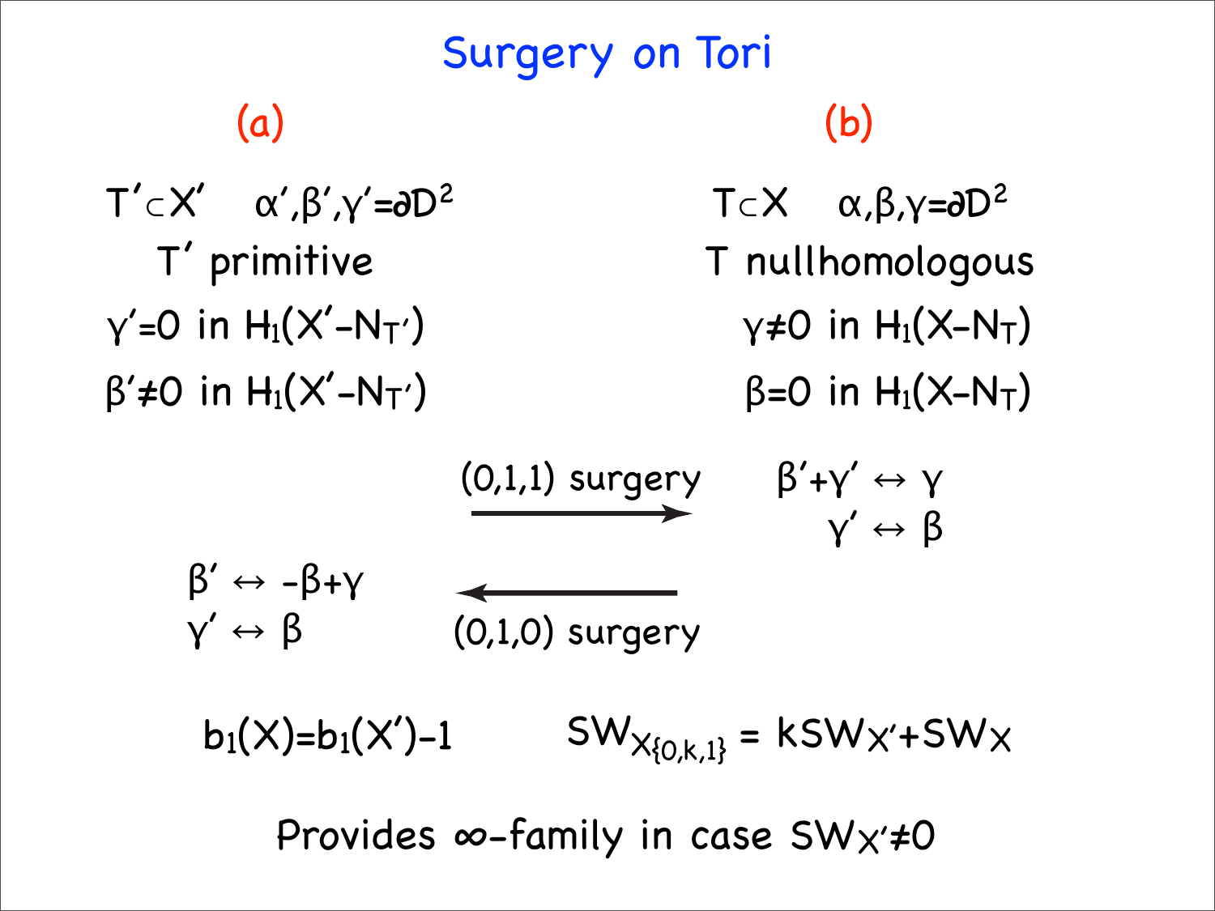# Surgery on Tori

**(a)**

$T' \subset X' \quad \alpha',\beta',\gamma'=\partial D^2$

$T'$ primitive

$\gamma'=0$ in $H_1(X'-N_{T'})$

$\beta'\neq 0$ in $H_1(X'-N_{T'})$

**(b)**

$T \subset X \quad \alpha,\beta,\gamma=\partial D^2$

$T$ nullhomologous

$\gamma\neq 0$ in $H_1(X-N_T)$

$\beta=0$ in $H_1(X-N_T)$

(0,1,1) surgery $\longrightarrow$

$\beta'+\gamma' \leftrightarrow \gamma$

$\gamma' \leftrightarrow \beta$

$\longleftarrow$ (0,1,0) surgery

$\beta' \leftrightarrow -\beta+\gamma$

$\gamma' \leftrightarrow \beta$

$b_1(X)=b_1(X')-1 \qquad SW_{X_{\{0,k,1\}}} = kSW_{X'}+SW_X$

Provides $\infty$-family in case $SW_{X'}\neq 0$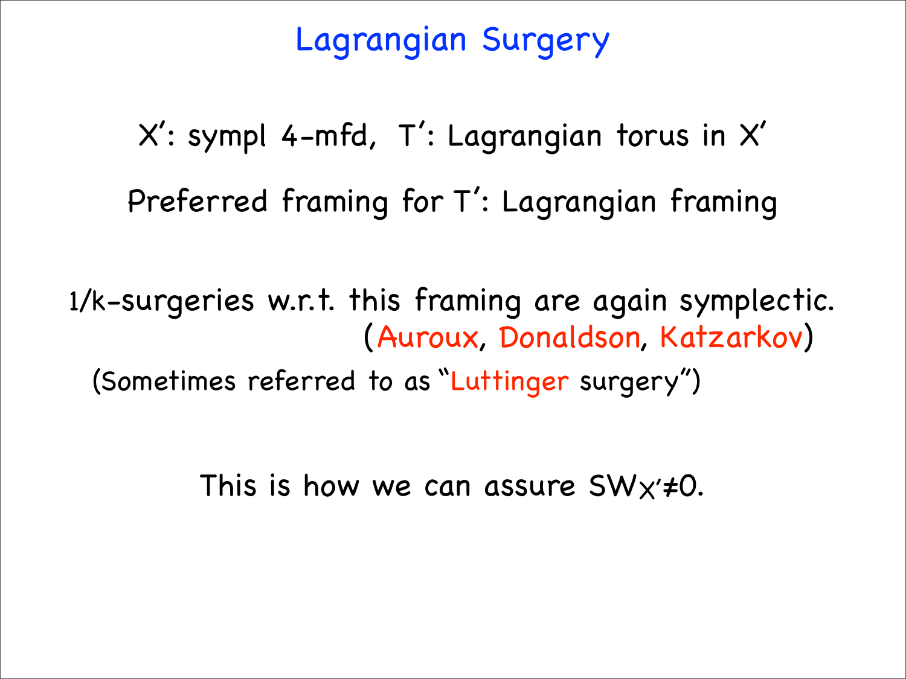# Lagrangian Surgery

$X'$: sympl 4-mfd, $T'$: Lagrangian torus in $X'$

Preferred framing for $T'$: Lagrangian framing

$1/k$-surgeries w.r.t. this framing are again symplectic. (Auroux, Donaldson, Katzarkov)

(Sometimes referred to as "Luttinger surgery")

This is how we can assure $SW_{X'} \neq 0$.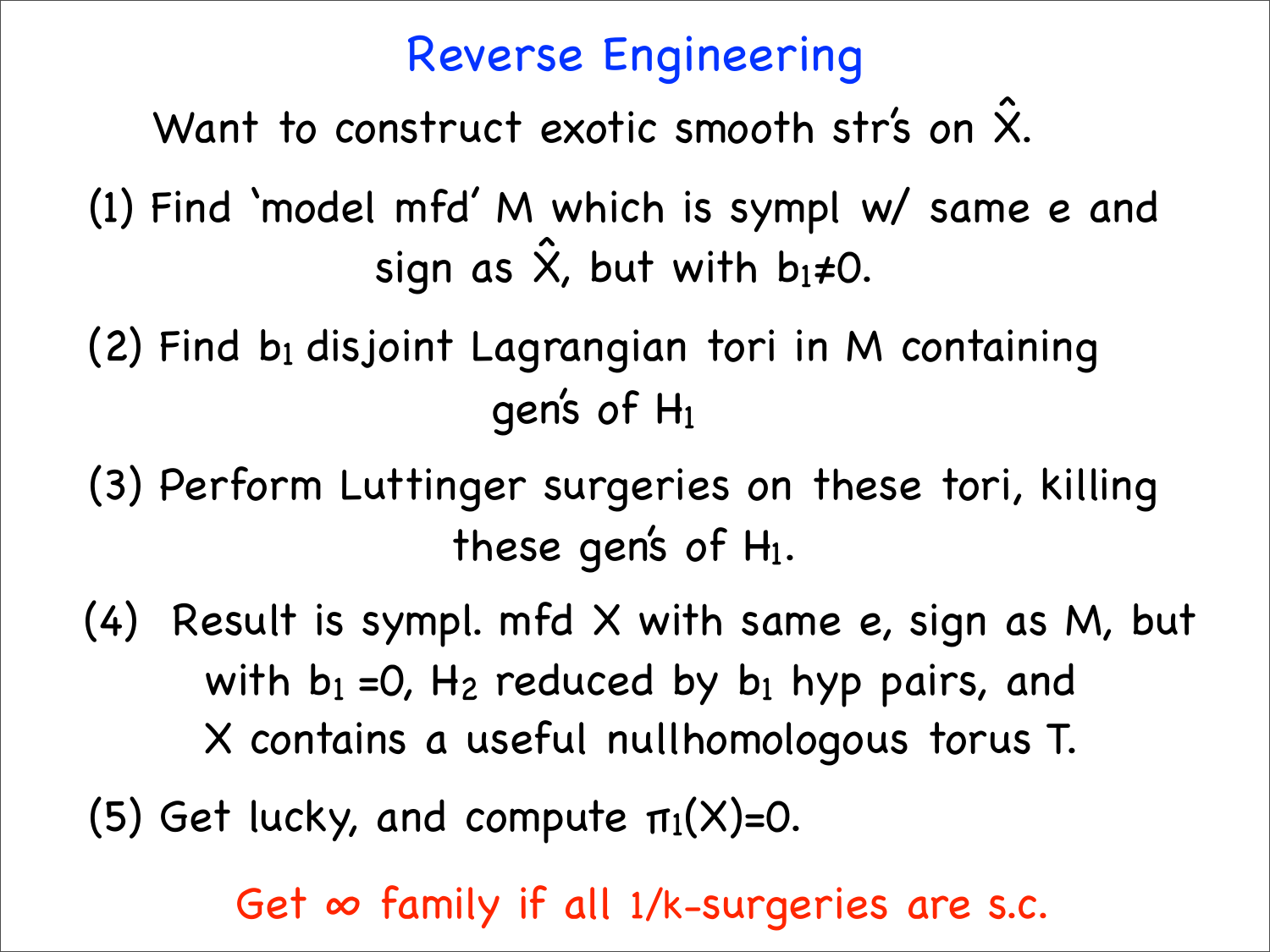# Reverse Engineering

Want to construct exotic smooth str's on $\hat{X}$.

(1) Find 'model mfd' M which is sympl w/ same e and sign as $\hat{X}$, but with $b_1 \neq 0$.

(2) Find $b_1$ disjoint Lagrangian tori in M containing gen's of $H_1$

(3) Perform Luttinger surgeries on these tori, killing these gen's of $H_1$.

(4) Result is sympl. mfd X with same e, sign as M, but with $b_1 = 0$, $H_2$ reduced by $b_1$ hyp pairs, and X contains a useful nullhomologous torus T.

(5) Get lucky, and compute $\pi_1(X) = 0$.

Get $\infty$ family if all 1/k-surgeries are s.c.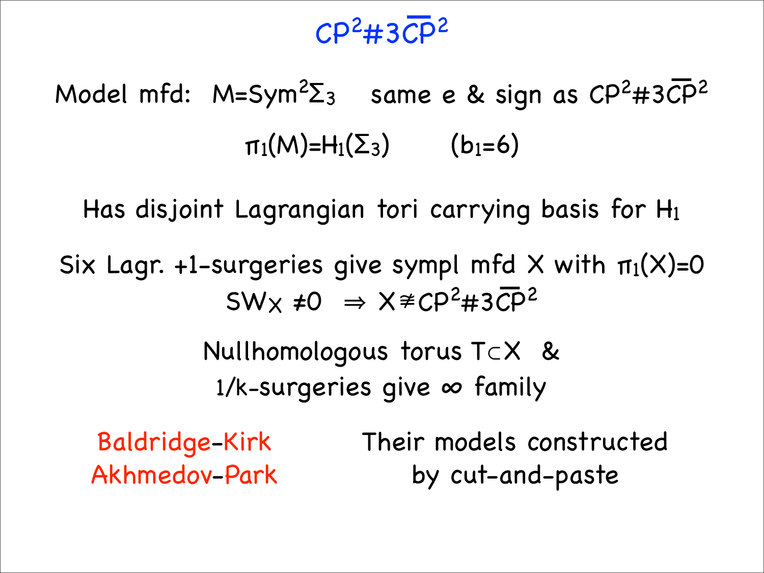# $CP^2\#3\overline{CP}^2$

Model mfd: $M=\mathrm{Sym}^2\Sigma_3$ same e & sign as $CP^2\#3\overline{CP}^2$

$\pi_1(M)=H_1(\Sigma_3)$ $(b_1=6)$

Has disjoint Lagrangian tori carrying basis for $H_1$

Six Lagr. +1-surgeries give sympl mfd X with $\pi_1(X)=0$

$SW_X \neq 0 \Rightarrow X \not\cong CP^2\#3\overline{CP}^2$

Nullhomologous torus $T \subset X$ &

1/k-surgeries give $\infty$ family

Baldridge-Kirk
Akhmedov-Park

Their models constructed by cut-and-paste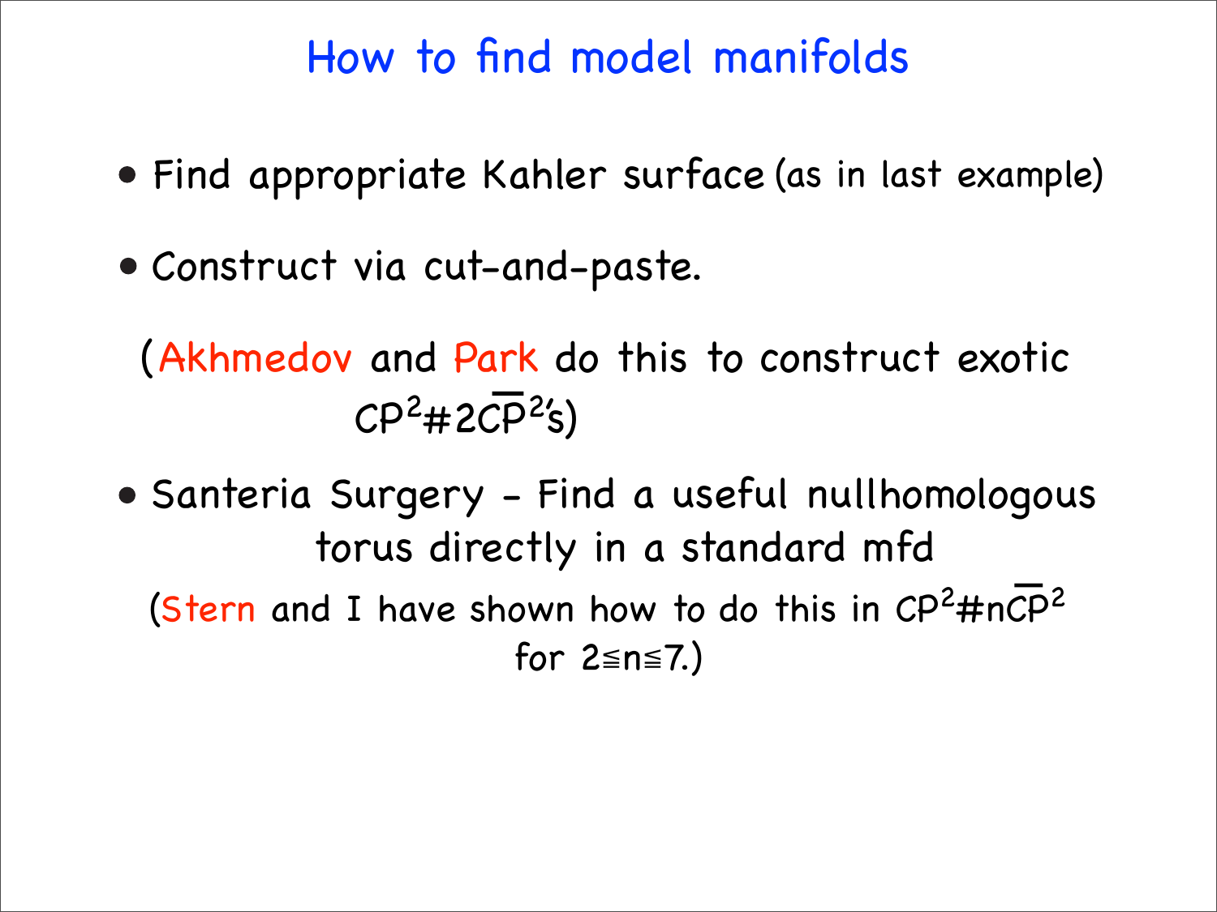# How to find model manifolds

- Find appropriate Kahler surface (as in last example)
- Construct via cut-and-paste.

(Akhmedov and Park do this to construct exotic $CP^2\#2\overline{CP}^2$'s)

- Santeria Surgery - Find a useful nullhomologous torus directly in a standard mfd

(Stern and I have shown how to do this in $CP^2\#n\overline{CP}^2$ for $2 \leqq n \leqq 7$.)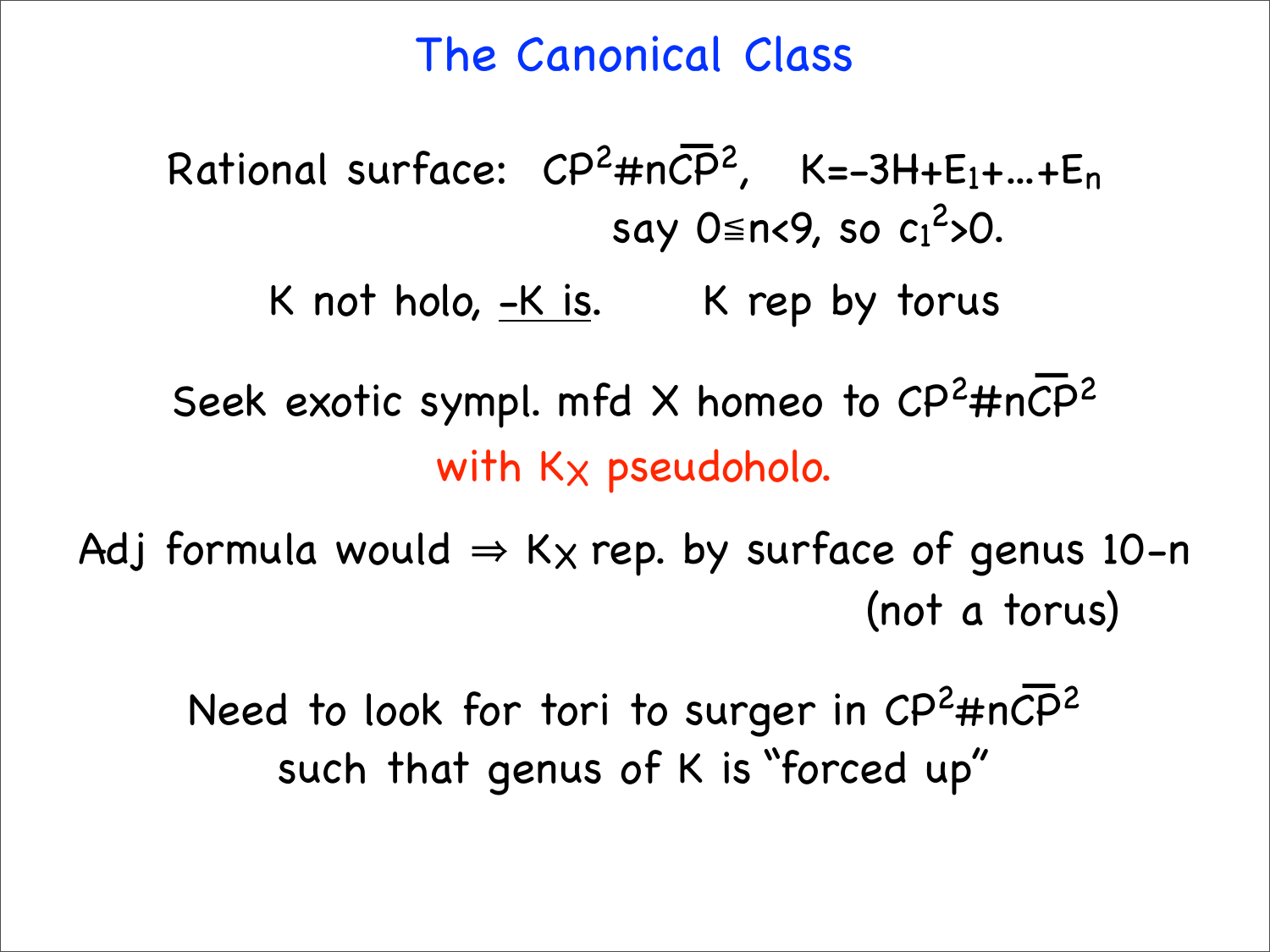# The Canonical Class

Rational surface: $\mathbb{CP}^2 \# n\overline{\mathbb{CP}}^2$, $\quad K = -3H + E_1 + \ldots + E_n$

say $0 \leqq n < 9$, so $c_1^2 > 0$.

K not holo, <u>-K is</u>. $\qquad$ K rep by torus

Seek exotic sympl. mfd X homeo to $\mathbb{CP}^2 \# n\overline{\mathbb{CP}}^2$

with $K_X$ pseudoholo.

Adj formula would $\Rightarrow$ $K_X$ rep. by surface of genus $10-n$

(not a torus)

Need to look for tori to surger in $\mathbb{CP}^2 \# n\overline{\mathbb{CP}}^2$

such that genus of K is "forced up"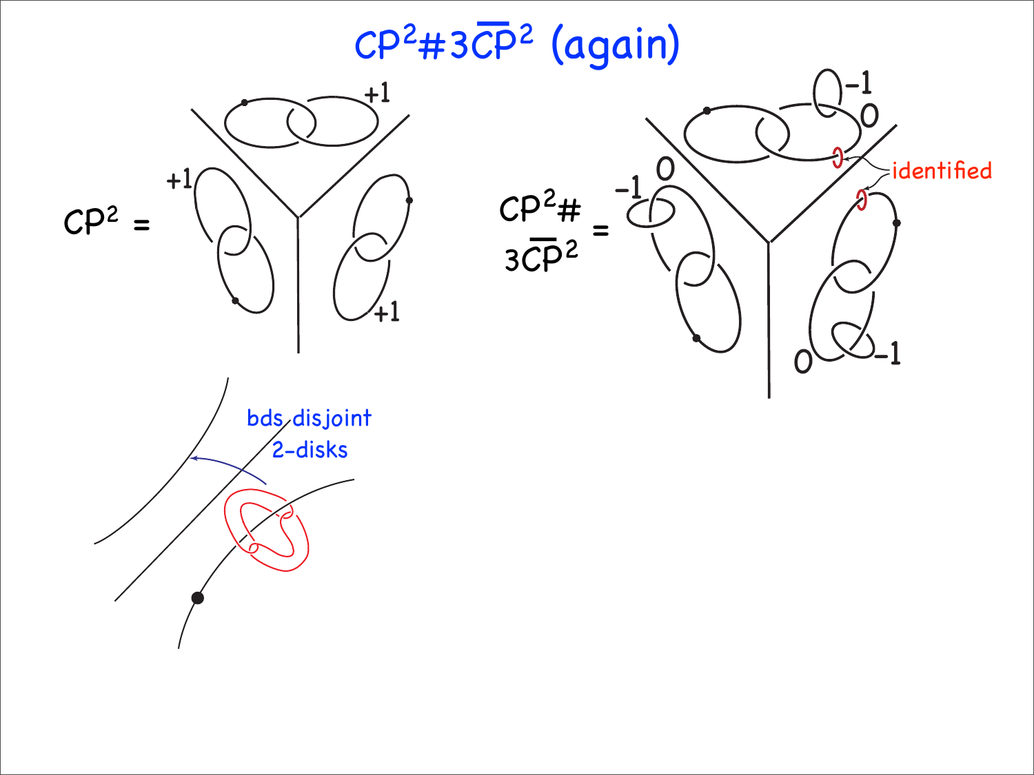# $CP^2 \# 3\overline{CP}^2$ (again)

$CP^2 =$

+1

+1

+1

$CP^2 \# 3\overline{CP}^2 =$

−1

0

0

−1

identified

0

−1

bds disjoint 2-disks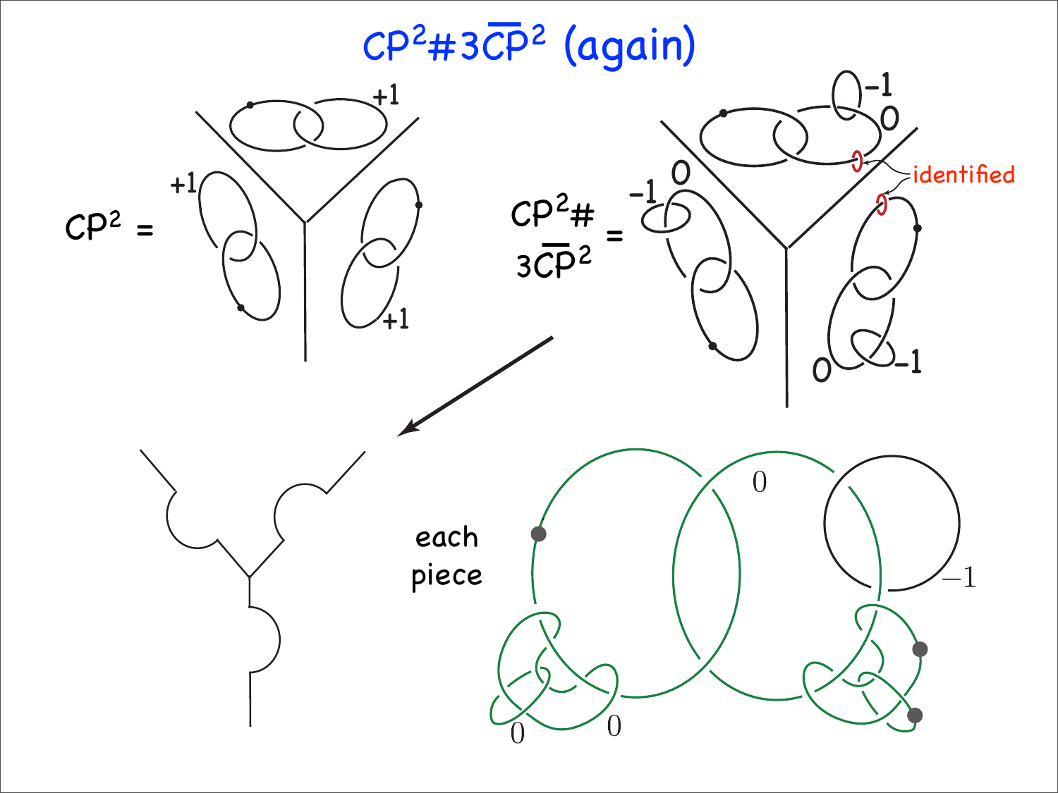# $CP^2 \# 3\overline{CP}^2$ (again)

$CP^2$ =

$CP^2 \#$
$3\overline{CP}^2$ =

identified

each piece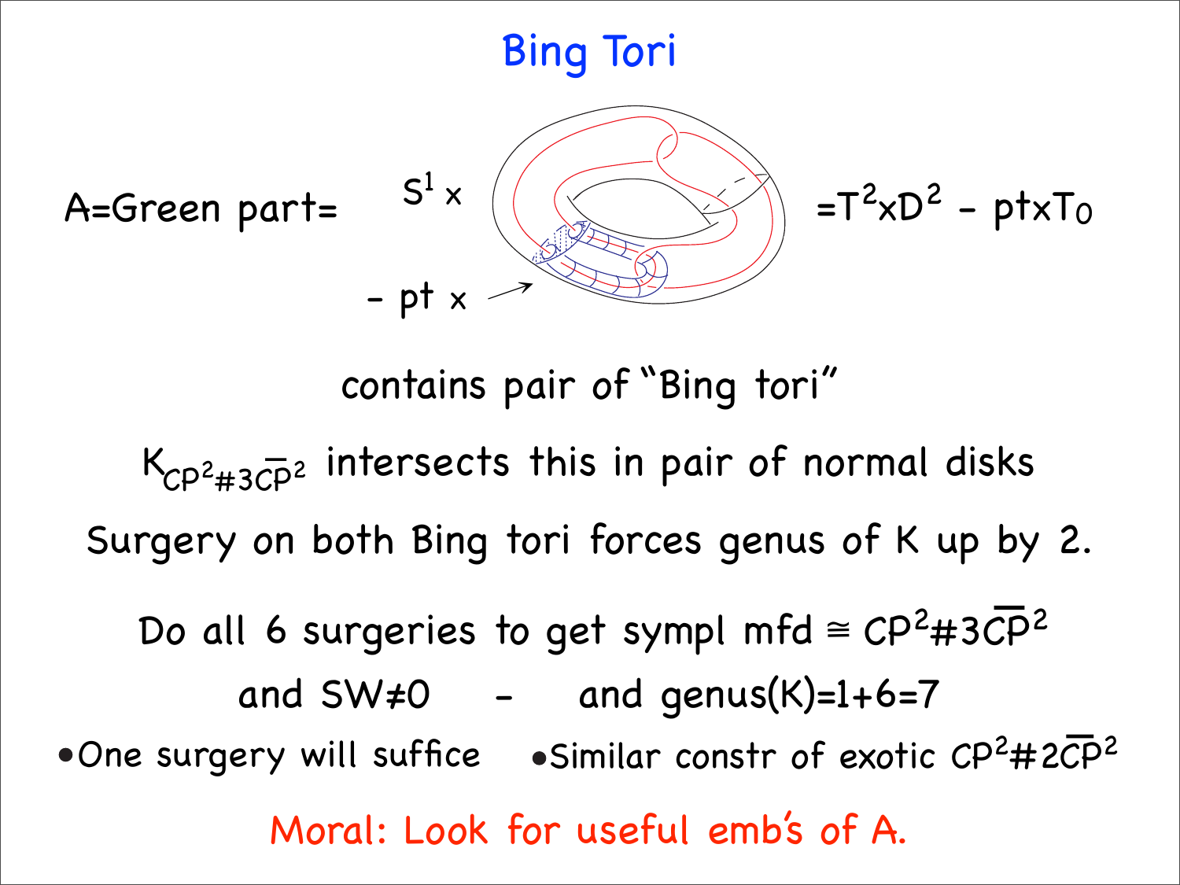# Bing Tori

A=Green part= $S^1 \times$ [figure] $= T^2 \times D^2 - pt \times T_0$

$-\ pt \times$

contains pair of "Bing tori"

$K_{CP^2\#3\overline{CP}^2}$ intersects this in pair of normal disks

Surgery on both Bing tori forces genus of K up by 2.

Do all 6 surgeries to get sympl mfd $\cong CP^2\#3\overline{CP}^2$

and SW≠0 - and genus(K)=1+6=7

- One surgery will suffice
- Similar constr of exotic $CP^2\#2\overline{CP}^2$

Moral: Look for useful emb's of A.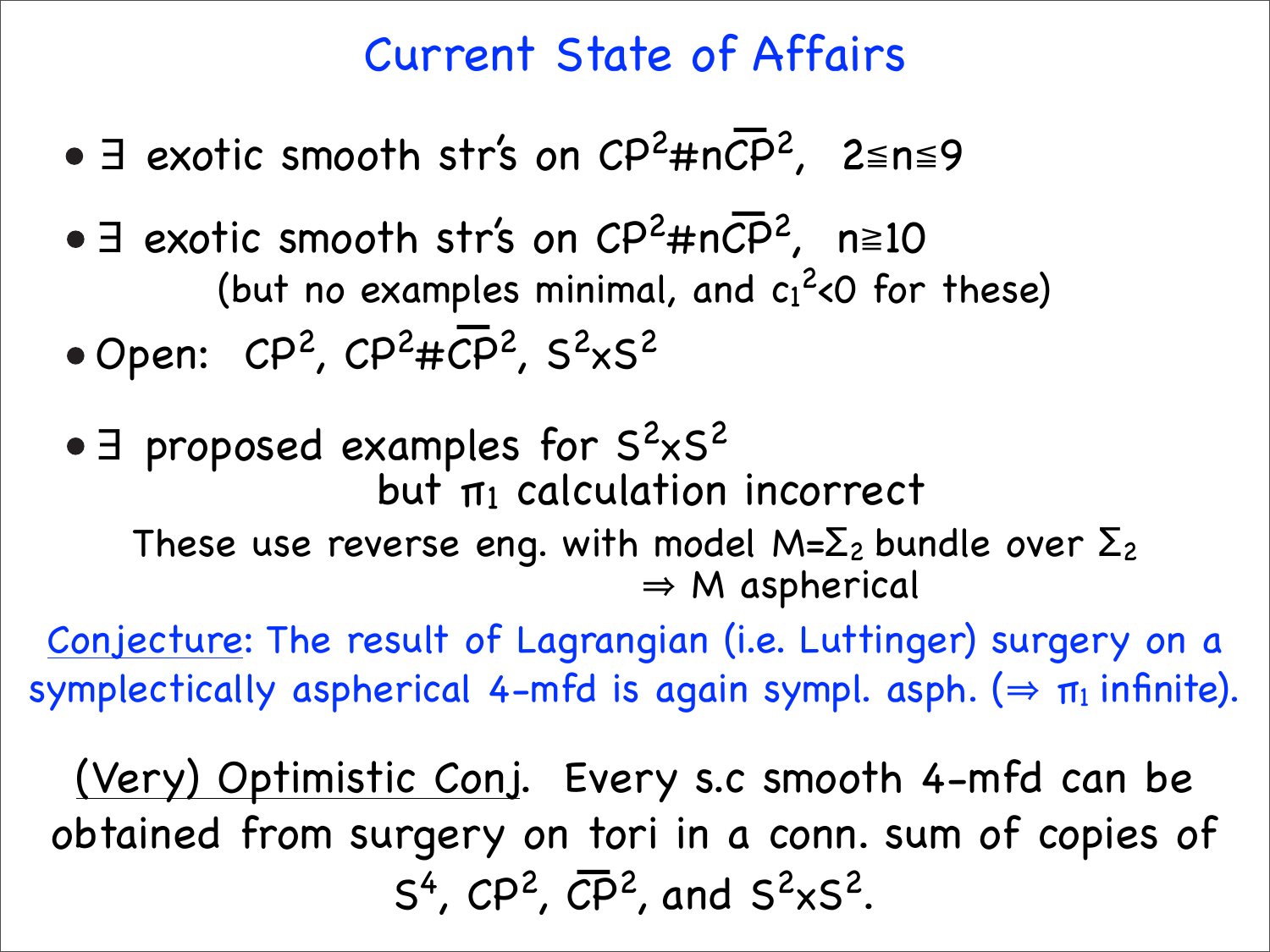# Current State of Affairs

- $\exists$ exotic smooth str's on $CP^2 \# n\overline{CP}^2$, $2 \leqq n \leqq 9$
- $\exists$ exotic smooth str's on $CP^2 \# n\overline{CP}^2$, $n \geqq 10$
  (but no examples minimal, and $c_1^2 < 0$ for these)
- Open: $CP^2$, $CP^2 \# \overline{CP}^2$, $S^2 \times S^2$
- $\exists$ proposed examples for $S^2 \times S^2$
  but $\pi_1$ calculation incorrect

  These use reverse eng. with model $M = \Sigma_2$ bundle over $\Sigma_2$
  $\Rightarrow$ M aspherical

Conjecture: The result of Lagrangian (i.e. Luttinger) surgery on a symplectically aspherical 4-mfd is again sympl. asph. ($\Rightarrow \pi_1$ infinite).

(Very) Optimistic Conj. Every s.c smooth 4-mfd can be obtained from surgery on tori in a conn. sum of copies of $S^4$, $CP^2$, $\overline{CP}^2$, and $S^2 \times S^2$.